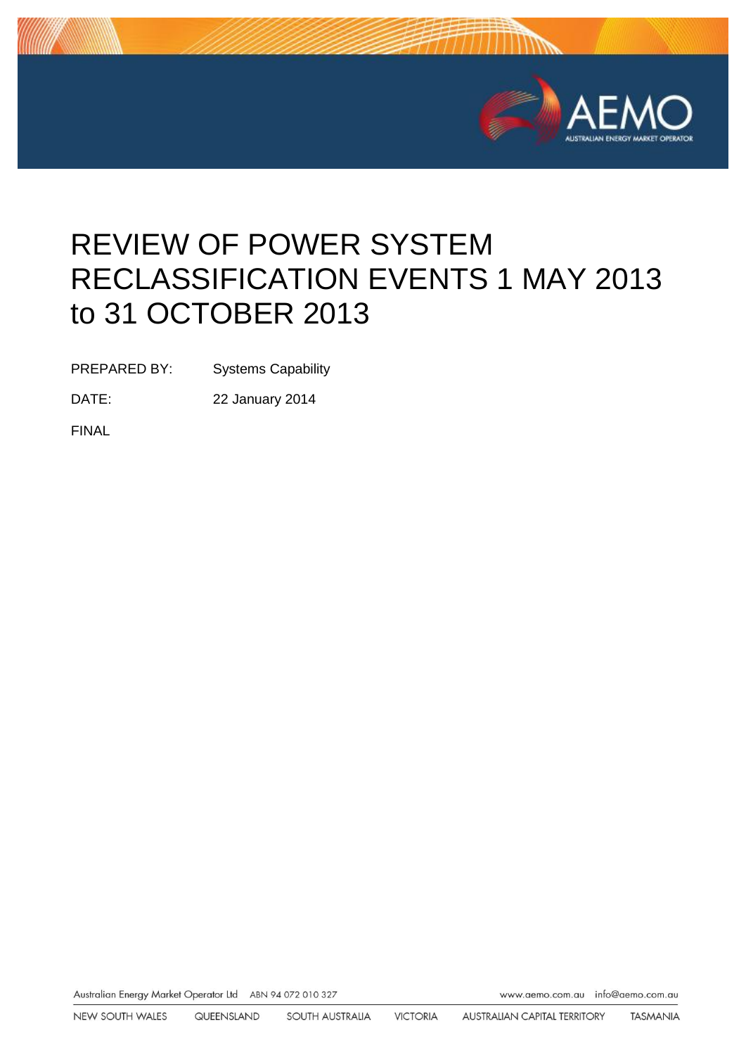# REVIEW OF POWER SYSTEM RECLASSIFICATION EVENTS 1 MAY 2013 to 31 OCTOBER 2013

PREPARED BY: Systems Capability

DATE: 22 January 2014

FINAL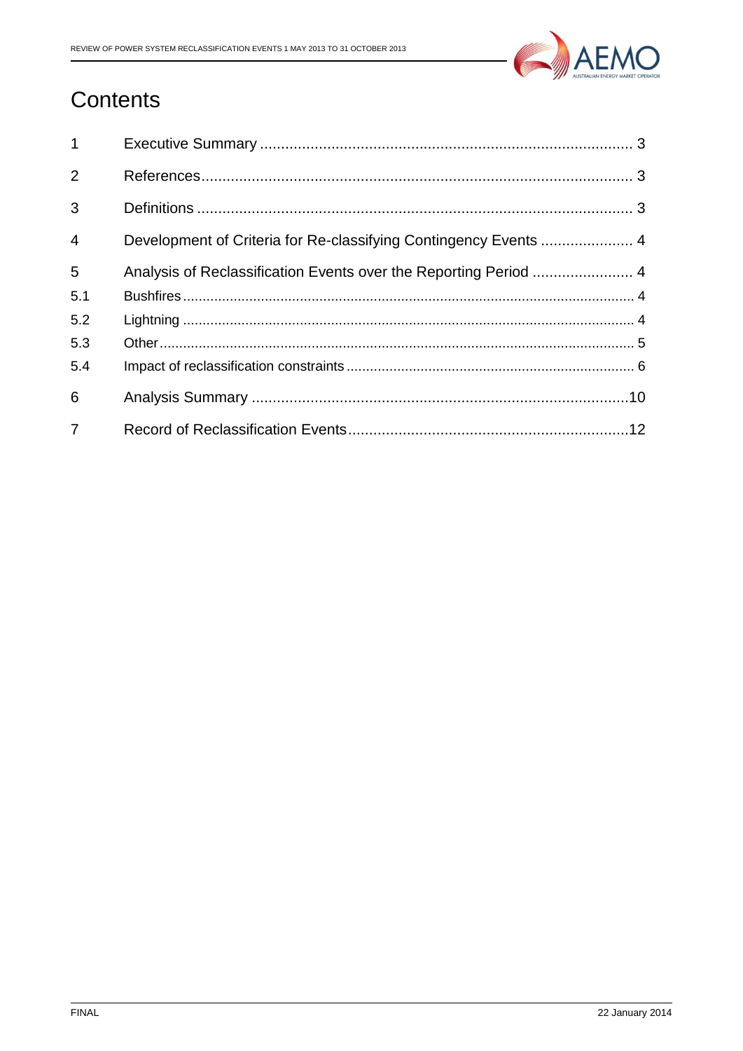# Contents

| | | |
|---|---|---|
| 1 | Executive Summary | 3 |
| 2 | References | 3 |
| 3 | Definitions | 3 |
| 4 | Development of Criteria for Re-classifying Contingency Events | 4 |
| 5 | Analysis of Reclassification Events over the Reporting Period | 4 |
| 5.1 | Bushfires | 4 |
| 5.2 | Lightning | 4 |
| 5.3 | Other | 5 |
| 5.4 | Impact of reclassification constraints | 6 |
| 6 | Analysis Summary | 10 |
| 7 | Record of Reclassification Events | 12 |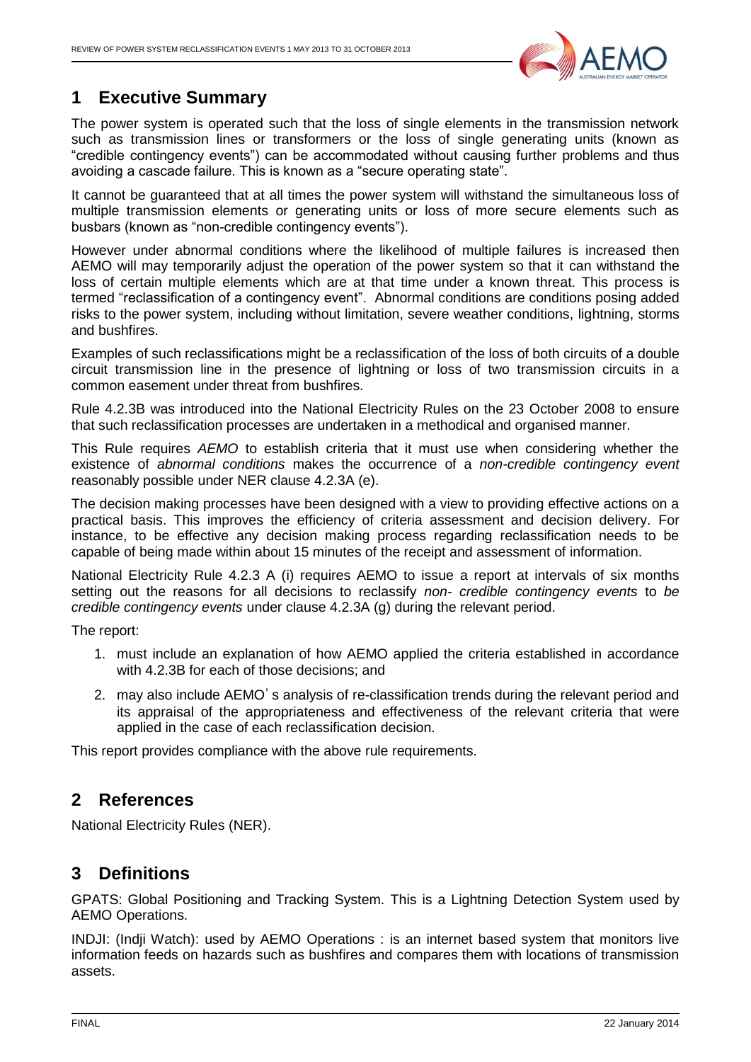## 1 Executive Summary

The power system is operated such that the loss of single elements in the transmission network such as transmission lines or transformers or the loss of single generating units (known as "credible contingency events") can be accommodated without causing further problems and thus avoiding a cascade failure. This is known as a "secure operating state".

It cannot be guaranteed that at all times the power system will withstand the simultaneous loss of multiple transmission elements or generating units or loss of more secure elements such as busbars (known as "non-credible contingency events").

However under abnormal conditions where the likelihood of multiple failures is increased then AEMO will may temporarily adjust the operation of the power system so that it can withstand the loss of certain multiple elements which are at that time under a known threat. This process is termed "reclassification of a contingency event". Abnormal conditions are conditions posing added risks to the power system, including without limitation, severe weather conditions, lightning, storms and bushfires.

Examples of such reclassifications might be a reclassification of the loss of both circuits of a double circuit transmission line in the presence of lightning or loss of two transmission circuits in a common easement under threat from bushfires.

Rule 4.2.3B was introduced into the National Electricity Rules on the 23 October 2008 to ensure that such reclassification processes are undertaken in a methodical and organised manner.

This Rule requires *AEMO* to establish criteria that it must use when considering whether the existence of *abnormal conditions* makes the occurrence of a *non-credible contingency event* reasonably possible under NER clause 4.2.3A (e).

The decision making processes have been designed with a view to providing effective actions on a practical basis. This improves the efficiency of criteria assessment and decision delivery. For instance, to be effective any decision making process regarding reclassification needs to be capable of being made within about 15 minutes of the receipt and assessment of information.

National Electricity Rule 4.2.3 A (i) requires AEMO to issue a report at intervals of six months setting out the reasons for all decisions to reclassify *non- credible contingency events* to *be credible contingency events* under clause 4.2.3A (g) during the relevant period.

The report:

1. must include an explanation of how AEMO applied the criteria established in accordance with 4.2.3B for each of those decisions; and
2. may also include AEMO's analysis of re-classification trends during the relevant period and its appraisal of the appropriateness and effectiveness of the relevant criteria that were applied in the case of each reclassification decision.

This report provides compliance with the above rule requirements.

## 2 References

National Electricity Rules (NER).

## 3 Definitions

GPATS: Global Positioning and Tracking System. This is a Lightning Detection System used by AEMO Operations.

INDJI: (Indji Watch): used by AEMO Operations : is an internet based system that monitors live information feeds on hazards such as bushfires and compares them with locations of transmission assets.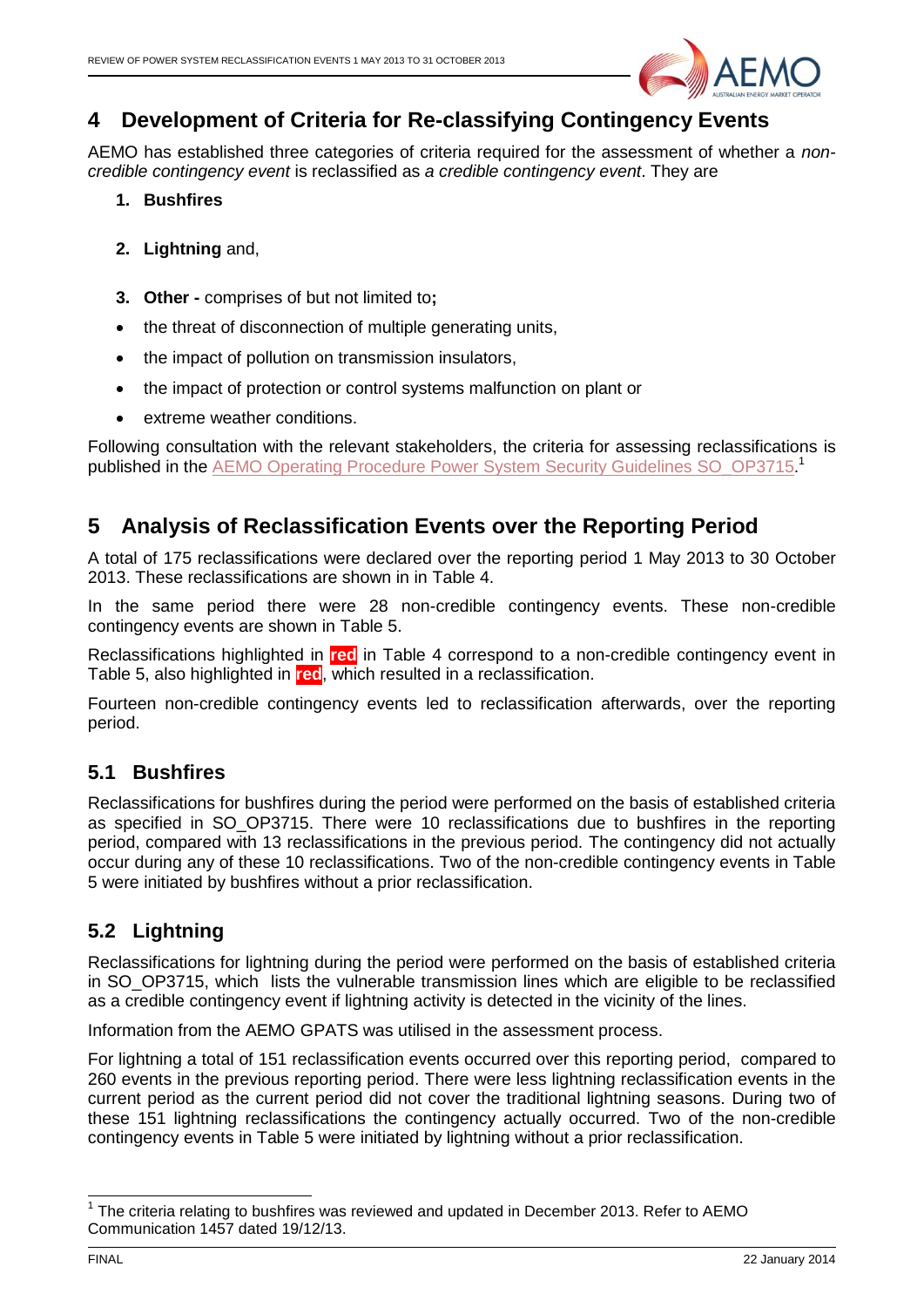## 4 Development of Criteria for Re-classifying Contingency Events

AEMO has established three categories of criteria required for the assessment of whether a *non-credible contingency event* is reclassified as *a credible contingency event*. They are

1. **Bushfires**
2. **Lightning** and,
3. **Other -** comprises of but not limited to**;**

- the threat of disconnection of multiple generating units,
- the impact of pollution on transmission insulators,
- the impact of protection or control systems malfunction on plant or
- extreme weather conditions.

Following consultation with the relevant stakeholders, the criteria for assessing reclassifications is published in the AEMO Operating Procedure Power System Security Guidelines SO_OP3715.[1]

## 5 Analysis of Reclassification Events over the Reporting Period

A total of 175 reclassifications were declared over the reporting period 1 May 2013 to 30 October 2013. These reclassifications are shown in in Table 4.

In the same period there were 28 non-credible contingency events. These non-credible contingency events are shown in Table 5.

Reclassifications highlighted in **red** in Table 4 correspond to a non-credible contingency event in Table 5, also highlighted in **red**, which resulted in a reclassification.

Fourteen non-credible contingency events led to reclassification afterwards, over the reporting period.

### 5.1 Bushfires

Reclassifications for bushfires during the period were performed on the basis of established criteria as specified in SO_OP3715. There were 10 reclassifications due to bushfires in the reporting period, compared with 13 reclassifications in the previous period. The contingency did not actually occur during any of these 10 reclassifications. Two of the non-credible contingency events in Table 5 were initiated by bushfires without a prior reclassification.

### 5.2 Lightning

Reclassifications for lightning during the period were performed on the basis of established criteria in SO_OP3715, which lists the vulnerable transmission lines which are eligible to be reclassified as a credible contingency event if lightning activity is detected in the vicinity of the lines.

Information from the AEMO GPATS was utilised in the assessment process.

For lightning a total of 151 reclassification events occurred over this reporting period, compared to 260 events in the previous reporting period. There were less lightning reclassification events in the current period as the current period did not cover the traditional lightning seasons. During two of these 151 lightning reclassifications the contingency actually occurred. Two of the non-credible contingency events in Table 5 were initiated by lightning without a prior reclassification.

---

[1] The criteria relating to bushfires was reviewed and updated in December 2013. Refer to AEMO Communication 1457 dated 19/12/13.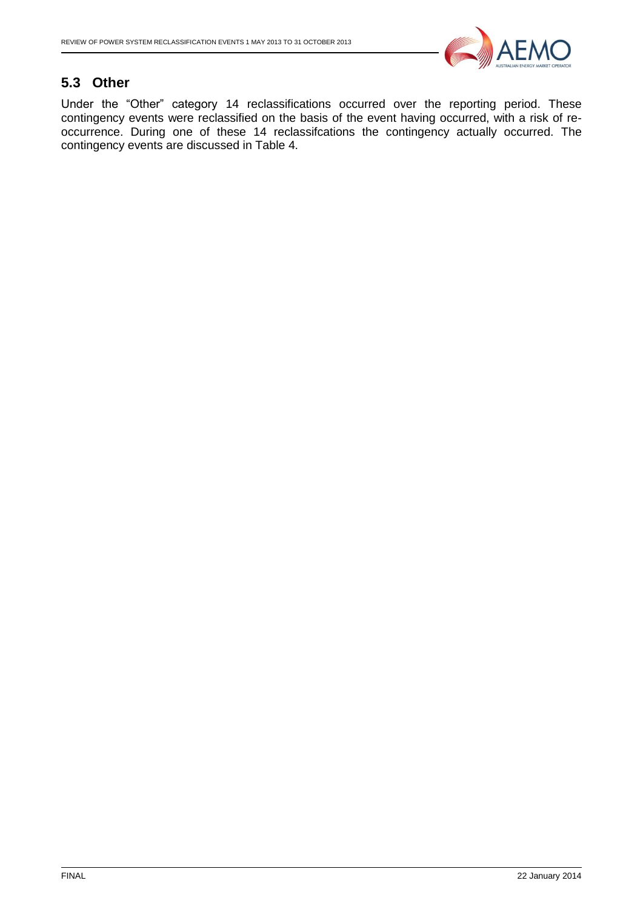## 5.3 Other

Under the "Other" category 14 reclassifications occurred over the reporting period. These contingency events were reclassified on the basis of the event having occurred, with a risk of re-occurrence. During one of these 14 reclassifcations the contingency actually occurred. The contingency events are discussed in Table 4.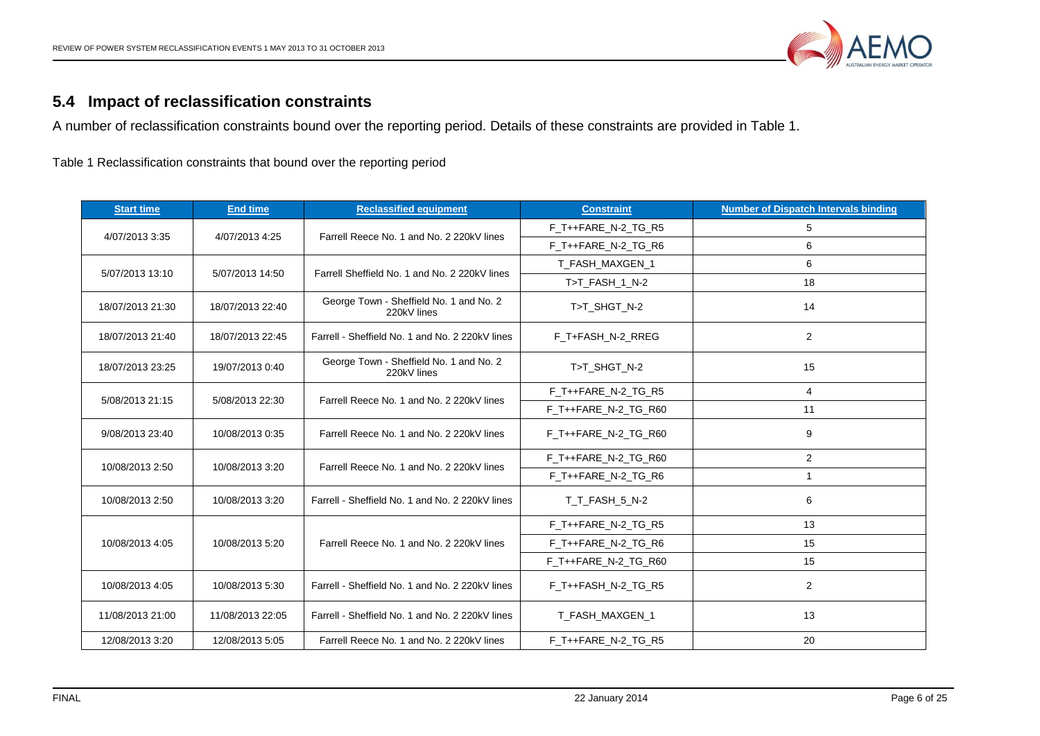## 5.4 Impact of reclassification constraints

A number of reclassification constraints bound over the reporting period. Details of these constraints are provided in Table 1.

Table 1 Reclassification constraints that bound over the reporting period

| Start time | End time | Reclassified equipment | Constraint | Number of Dispatch Intervals binding |
|---|---|---|---|---|
| 4/07/2013 3:35 | 4/07/2013 4:25 | Farrell Reece No. 1 and No. 2 220kV lines | F_T++FARE_N-2_TG_R5 | 5 |
| | | | F_T++FARE_N-2_TG_R6 | 6 |
| 5/07/2013 13:10 | 5/07/2013 14:50 | Farrell Sheffield No. 1 and No. 2 220kV lines | T_FASH_MAXGEN_1 | 6 |
| | | | T>T_FASH_1_N-2 | 18 |
| 18/07/2013 21:30 | 18/07/2013 22:40 | George Town - Sheffield No. 1 and No. 2 220kV lines | T>T_SHGT_N-2 | 14 |
| 18/07/2013 21:40 | 18/07/2013 22:45 | Farrell - Sheffield No. 1 and No. 2 220kV lines | F_T+FASH_N-2_RREG | 2 |
| 18/07/2013 23:25 | 19/07/2013 0:40 | George Town - Sheffield No. 1 and No. 2 220kV lines | T>T_SHGT_N-2 | 15 |
| 5/08/2013 21:15 | 5/08/2013 22:30 | Farrell Reece No. 1 and No. 2 220kV lines | F_T++FARE_N-2_TG_R5 | 4 |
| | | | F_T++FARE_N-2_TG_R60 | 11 |
| 9/08/2013 23:40 | 10/08/2013 0:35 | Farrell Reece No. 1 and No. 2 220kV lines | F_T++FARE_N-2_TG_R60 | 9 |
| 10/08/2013 2:50 | 10/08/2013 3:20 | Farrell Reece No. 1 and No. 2 220kV lines | F_T++FARE_N-2_TG_R60 | 2 |
| | | | F_T++FARE_N-2_TG_R6 | 1 |
| 10/08/2013 2:50 | 10/08/2013 3:20 | Farrell - Sheffield No. 1 and No. 2 220kV lines | T_T_FASH_5_N-2 | 6 |
| 10/08/2013 4:05 | 10/08/2013 5:20 | Farrell Reece No. 1 and No. 2 220kV lines | F_T++FARE_N-2_TG_R5 | 13 |
| | | | F_T++FARE_N-2_TG_R6 | 15 |
| | | | F_T++FARE_N-2_TG_R60 | 15 |
| 10/08/2013 4:05 | 10/08/2013 5:30 | Farrell - Sheffield No. 1 and No. 2 220kV lines | F_T++FASH_N-2_TG_R5 | 2 |
| 11/08/2013 21:00 | 11/08/2013 22:05 | Farrell - Sheffield No. 1 and No. 2 220kV lines | T_FASH_MAXGEN_1 | 13 |
| 12/08/2013 3:20 | 12/08/2013 5:05 | Farrell Reece No. 1 and No. 2 220kV lines | F_T++FARE_N-2_TG_R5 | 20 |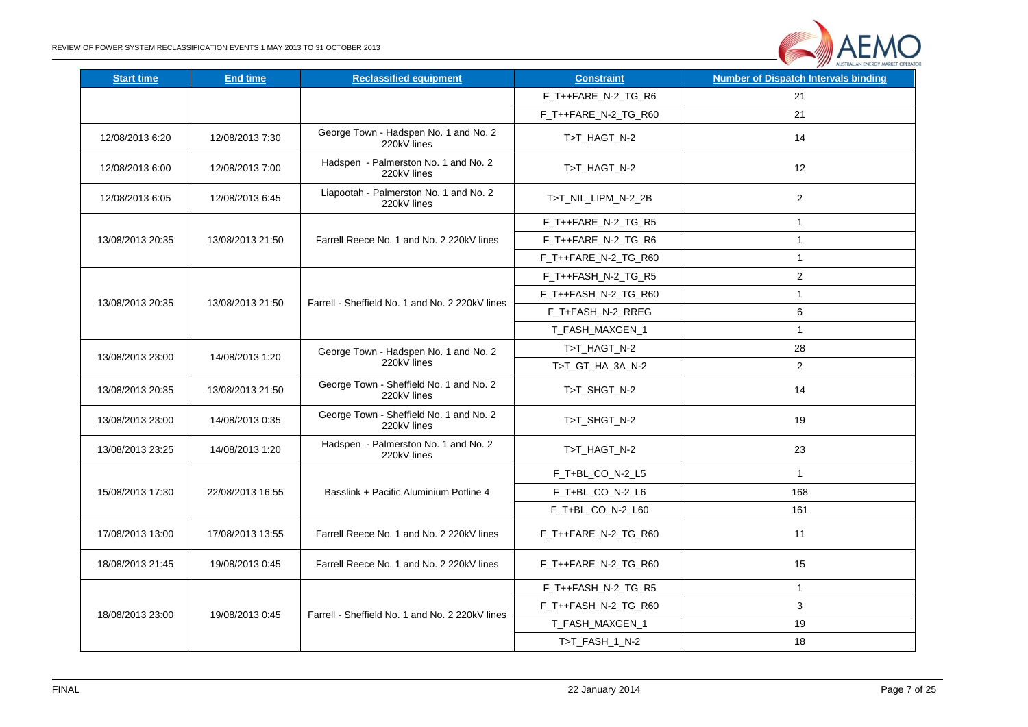| Start time | End time | Reclassified equipment | Constraint | Number of Dispatch Intervals binding |
|---|---|---|---|---|
| | | | F_T++FARE_N-2_TG_R6 | 21 |
| | | | F_T++FARE_N-2_TG_R60 | 21 |
| 12/08/2013 6:20 | 12/08/2013 7:30 | George Town - Hadspen No. 1 and No. 2 220kV lines | T>T_HAGT_N-2 | 14 |
| 12/08/2013 6:00 | 12/08/2013 7:00 | Hadspen - Palmerston No. 1 and No. 2 220kV lines | T>T_HAGT_N-2 | 12 |
| 12/08/2013 6:05 | 12/08/2013 6:45 | Liapootah - Palmerston No. 1 and No. 2 220kV lines | T>T_NIL_LIPM_N-2_2B | 2 |
| 13/08/2013 20:35 | 13/08/2013 21:50 | Farrell Reece No. 1 and No. 2 220kV lines | F_T++FARE_N-2_TG_R5 | 1 |
| | | | F_T++FARE_N-2_TG_R6 | 1 |
| | | | F_T++FARE_N-2_TG_R60 | 1 |
| 13/08/2013 20:35 | 13/08/2013 21:50 | Farrell - Sheffield No. 1 and No. 2 220kV lines | F_T++FASH_N-2_TG_R5 | 2 |
| | | | F_T++FASH_N-2_TG_R60 | 1 |
| | | | F_T+FASH_N-2_RREG | 6 |
| | | | T_FASH_MAXGEN_1 | 1 |
| 13/08/2013 23:00 | 14/08/2013 1:20 | George Town - Hadspen No. 1 and No. 2 220kV lines | T>T_HAGT_N-2 | 28 |
| | | | T>T_GT_HA_3A_N-2 | 2 |
| 13/08/2013 20:35 | 13/08/2013 21:50 | George Town - Sheffield No. 1 and No. 2 220kV lines | T>T_SHGT_N-2 | 14 |
| 13/08/2013 23:00 | 14/08/2013 0:35 | George Town - Sheffield No. 1 and No. 2 220kV lines | T>T_SHGT_N-2 | 19 |
| 13/08/2013 23:25 | 14/08/2013 1:20 | Hadspen - Palmerston No. 1 and No. 2 220kV lines | T>T_HAGT_N-2 | 23 |
| 15/08/2013 17:30 | 22/08/2013 16:55 | Basslink + Pacific Aluminium Potline 4 | F_T+BL_CO_N-2_L5 | 1 |
| | | | F_T+BL_CO_N-2_L6 | 168 |
| | | | F_T+BL_CO_N-2_L60 | 161 |
| 17/08/2013 13:00 | 17/08/2013 13:55 | Farrell Reece No. 1 and No. 2 220kV lines | F_T++FARE_N-2_TG_R60 | 11 |
| 18/08/2013 21:45 | 19/08/2013 0:45 | Farrell Reece No. 1 and No. 2 220kV lines | F_T++FARE_N-2_TG_R60 | 15 |
| 18/08/2013 23:00 | 19/08/2013 0:45 | Farrell - Sheffield No. 1 and No. 2 220kV lines | F_T++FASH_N-2_TG_R5 | 1 |
| | | | F_T++FASH_N-2_TG_R60 | 3 |
| | | | T_FASH_MAXGEN_1 | 19 |
| | | | T>T_FASH_1_N-2 | 18 |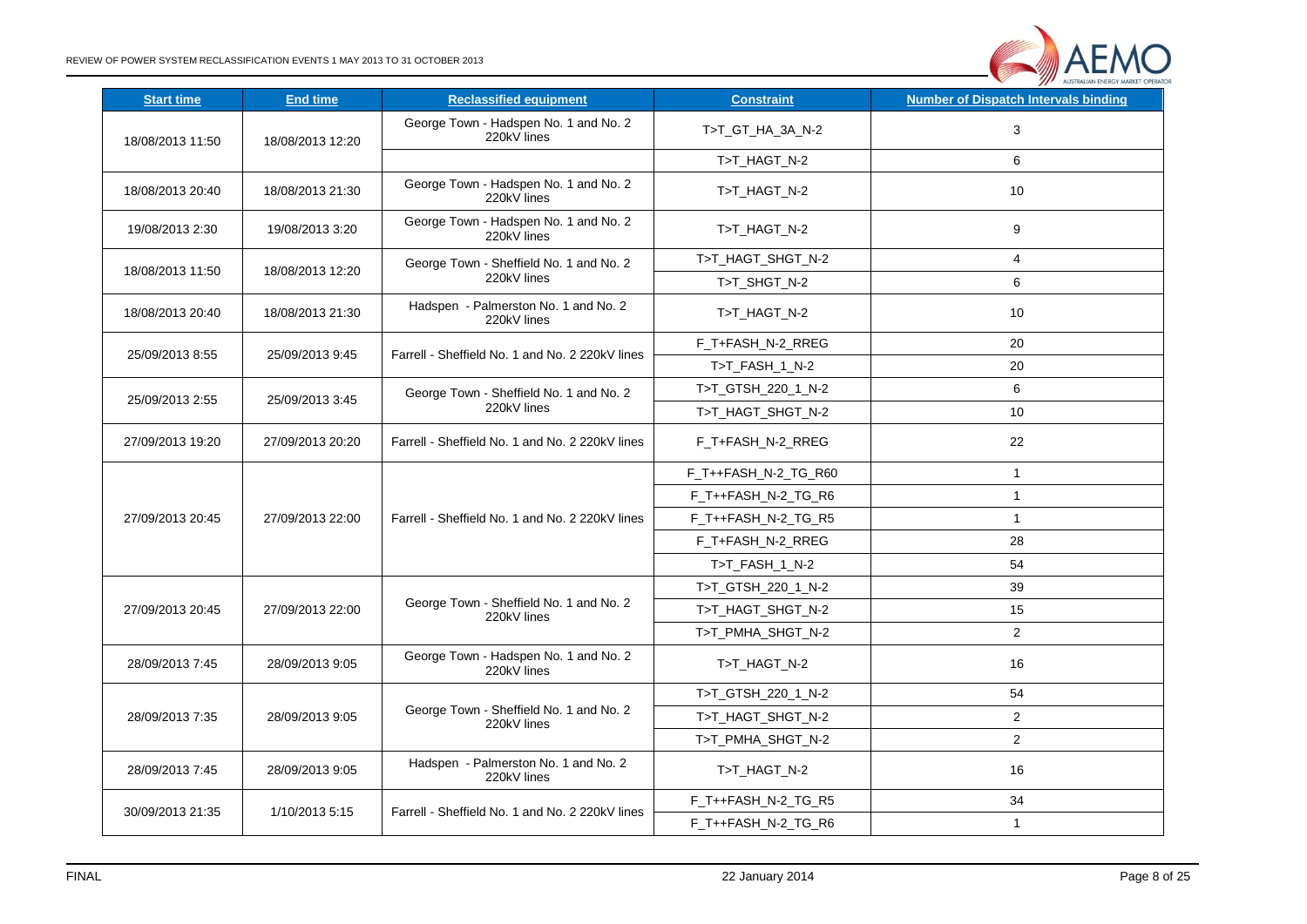| Start time | End time | Reclassified equipment | Constraint | Number of Dispatch Intervals binding |
|---|---|---|---|---|
| 18/08/2013 11:50 | 18/08/2013 12:20 | George Town - Hadspen No. 1 and No. 2 220kV lines | T>T_GT_HA_3A_N-2 | 3 |
| | | | T>T_HAGT_N-2 | 6 |
| 18/08/2013 20:40 | 18/08/2013 21:30 | George Town - Hadspen No. 1 and No. 2 220kV lines | T>T_HAGT_N-2 | 10 |
| 19/08/2013 2:30 | 19/08/2013 3:20 | George Town - Hadspen No. 1 and No. 2 220kV lines | T>T_HAGT_N-2 | 9 |
| 18/08/2013 11:50 | 18/08/2013 12:20 | George Town - Sheffield No. 1 and No. 2 220kV lines | T>T_HAGT_SHGT_N-2 | 4 |
| | | | T>T_SHGT_N-2 | 6 |
| 18/08/2013 20:40 | 18/08/2013 21:30 | Hadspen - Palmerston No. 1 and No. 2 220kV lines | T>T_HAGT_N-2 | 10 |
| 25/09/2013 8:55 | 25/09/2013 9:45 | Farrell - Sheffield No. 1 and No. 2 220kV lines | F_T+FASH_N-2_RREG | 20 |
| | | | T>T_FASH_1_N-2 | 20 |
| 25/09/2013 2:55 | 25/09/2013 3:45 | George Town - Sheffield No. 1 and No. 2 220kV lines | T>T_GTSH_220_1_N-2 | 6 |
| | | | T>T_HAGT_SHGT_N-2 | 10 |
| 27/09/2013 19:20 | 27/09/2013 20:20 | Farrell - Sheffield No. 1 and No. 2 220kV lines | F_T+FASH_N-2_RREG | 22 |
| 27/09/2013 20:45 | 27/09/2013 22:00 | Farrell - Sheffield No. 1 and No. 2 220kV lines | F_T++FASH_N-2_TG_R60 | 1 |
| | | | F_T++FASH_N-2_TG_R6 | 1 |
| | | | F_T++FASH_N-2_TG_R5 | 1 |
| | | | F_T+FASH_N-2_RREG | 28 |
| | | | T>T_FASH_1_N-2 | 54 |
| 27/09/2013 20:45 | 27/09/2013 22:00 | George Town - Sheffield No. 1 and No. 2 220kV lines | T>T_GTSH_220_1_N-2 | 39 |
| | | | T>T_HAGT_SHGT_N-2 | 15 |
| | | | T>T_PMHA_SHGT_N-2 | 2 |
| 28/09/2013 7:45 | 28/09/2013 9:05 | George Town - Hadspen No. 1 and No. 2 220kV lines | T>T_HAGT_N-2 | 16 |
| 28/09/2013 7:35 | 28/09/2013 9:05 | George Town - Sheffield No. 1 and No. 2 220kV lines | T>T_GTSH_220_1_N-2 | 54 |
| | | | T>T_HAGT_SHGT_N-2 | 2 |
| | | | T>T_PMHA_SHGT_N-2 | 2 |
| 28/09/2013 7:45 | 28/09/2013 9:05 | Hadspen - Palmerston No. 1 and No. 2 220kV lines | T>T_HAGT_N-2 | 16 |
| 30/09/2013 21:35 | 1/10/2013 5:15 | Farrell - Sheffield No. 1 and No. 2 220kV lines | F_T++FASH_N-2_TG_R5 | 34 |
| | | | F_T++FASH_N-2_TG_R6 | 1 |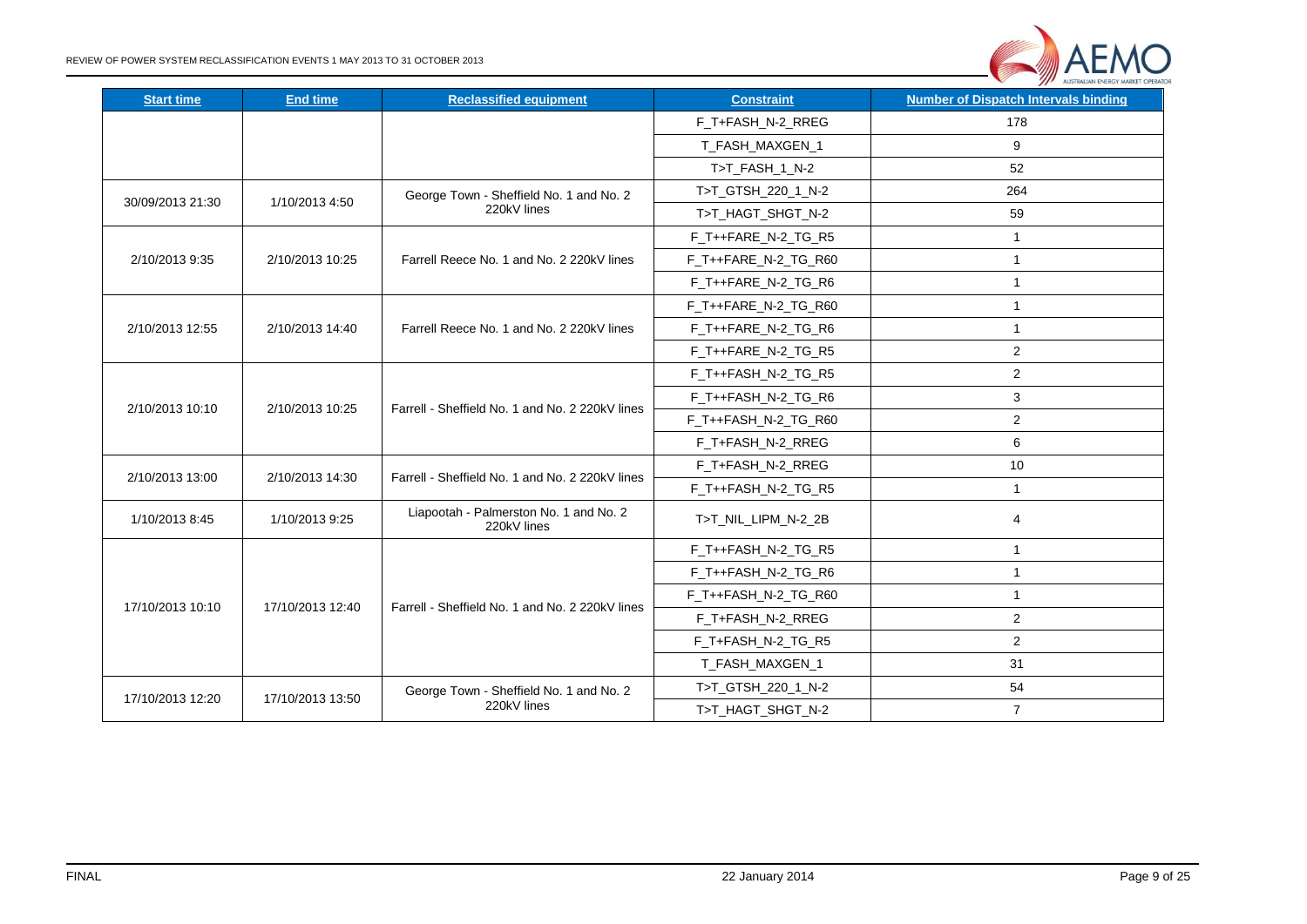| Start time | End time | Reclassified equipment | Constraint | Number of Dispatch Intervals binding |
|---|---|---|---|---|
| | | | F_T+FASH_N-2_RREG | 178 |
| | | | T_FASH_MAXGEN_1 | 9 |
| | | | T>T_FASH_1_N-2 | 52 |
| 30/09/2013 21:30 | 1/10/2013 4:50 | George Town - Sheffield No. 1 and No. 2 220kV lines | T>T_GTSH_220_1_N-2 | 264 |
| | | | T>T_HAGT_SHGT_N-2 | 59 |
| 2/10/2013 9:35 | 2/10/2013 10:25 | Farrell Reece No. 1 and No. 2 220kV lines | F_T++FARE_N-2_TG_R5 | 1 |
| | | | F_T++FARE_N-2_TG_R60 | 1 |
| | | | F_T++FARE_N-2_TG_R6 | 1 |
| 2/10/2013 12:55 | 2/10/2013 14:40 | Farrell Reece No. 1 and No. 2 220kV lines | F_T++FARE_N-2_TG_R60 | 1 |
| | | | F_T++FARE_N-2_TG_R6 | 1 |
| | | | F_T++FARE_N-2_TG_R5 | 2 |
| 2/10/2013 10:10 | 2/10/2013 10:25 | Farrell - Sheffield No. 1 and No. 2 220kV lines | F_T++FASH_N-2_TG_R5 | 2 |
| | | | F_T++FASH_N-2_TG_R6 | 3 |
| | | | F_T++FASH_N-2_TG_R60 | 2 |
| | | | F_T+FASH_N-2_RREG | 6 |
| 2/10/2013 13:00 | 2/10/2013 14:30 | Farrell - Sheffield No. 1 and No. 2 220kV lines | F_T+FASH_N-2_RREG | 10 |
| | | | F_T++FASH_N-2_TG_R5 | 1 |
| 1/10/2013 8:45 | 1/10/2013 9:25 | Liapootah - Palmerston No. 1 and No. 2 220kV lines | T>T_NIL_LIPM_N-2_2B | 4 |
| 17/10/2013 10:10 | 17/10/2013 12:40 | Farrell - Sheffield No. 1 and No. 2 220kV lines | F_T++FASH_N-2_TG_R5 | 1 |
| | | | F_T++FASH_N-2_TG_R6 | 1 |
| | | | F_T++FASH_N-2_TG_R60 | 1 |
| | | | F_T+FASH_N-2_RREG | 2 |
| | | | F_T+FASH_N-2_TG_R5 | 2 |
| | | | T_FASH_MAXGEN_1 | 31 |
| 17/10/2013 12:20 | 17/10/2013 13:50 | George Town - Sheffield No. 1 and No. 2 220kV lines | T>T_GTSH_220_1_N-2 | 54 |
| | | | T>T_HAGT_SHGT_N-2 | 7 |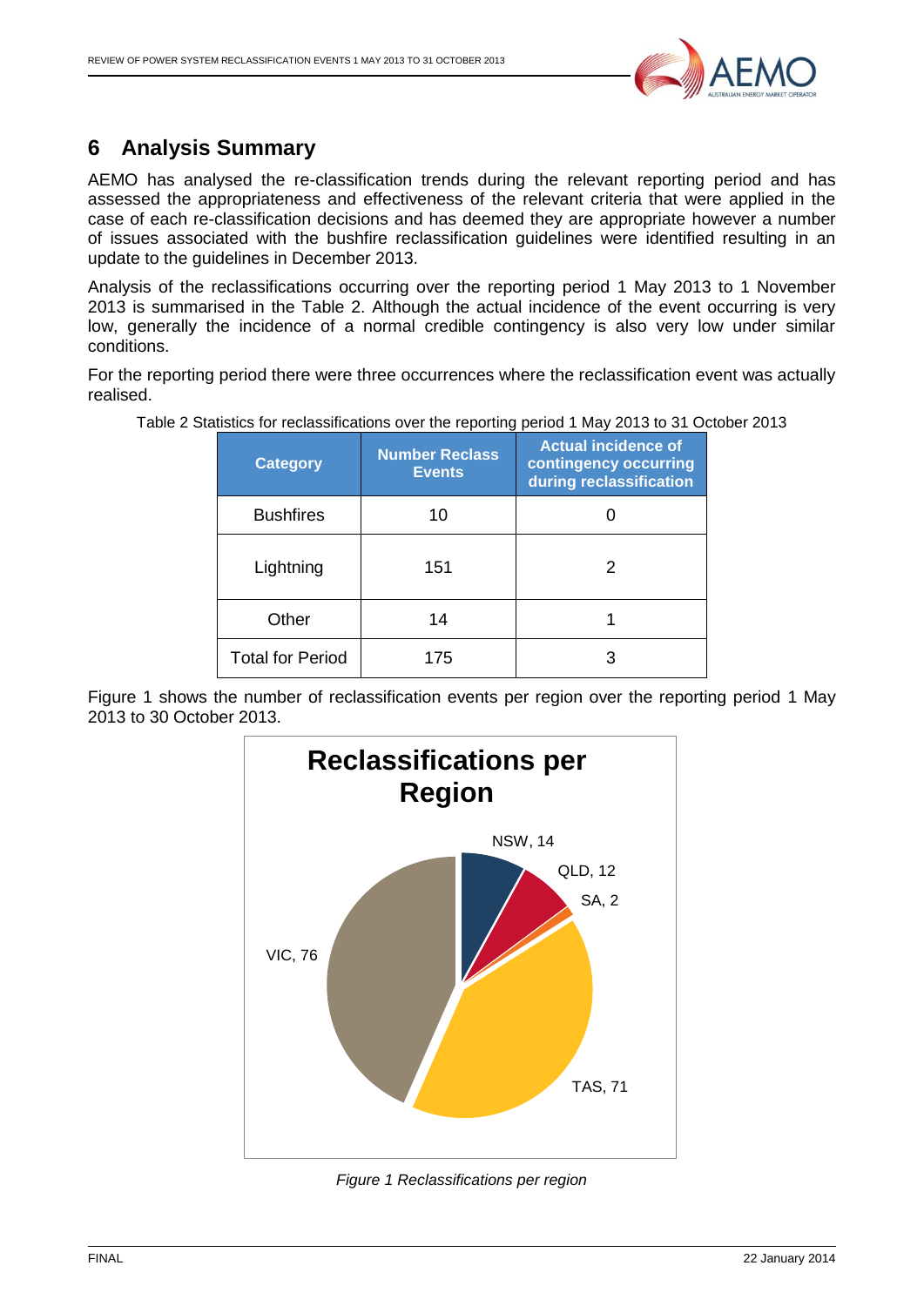## 6 Analysis Summary

AEMO has analysed the re-classification trends during the relevant reporting period and has assessed the appropriateness and effectiveness of the relevant criteria that were applied in the case of each re-classification decisions and has deemed they are appropriate however a number of issues associated with the bushfire reclassification guidelines were identified resulting in an update to the guidelines in December 2013.

Analysis of the reclassifications occurring over the reporting period 1 May 2013 to 1 November 2013 is summarised in the Table 2. Although the actual incidence of the event occurring is very low, generally the incidence of a normal credible contingency is also very low under similar conditions.

For the reporting period there were three occurrences where the reclassification event was actually realised.

Table 2 Statistics for reclassifications over the reporting period 1 May 2013 to 31 October 2013

| Category | Number Reclass Events | Actual incidence of contingency occurring during reclassification |
|---|---|---|
| Bushfires | 10 | 0 |
| Lightning | 151 | 2 |
| Other | 14 | 1 |
| Total for Period | 175 | 3 |

Figure 1 shows the number of reclassification events per region over the reporting period 1 May 2013 to 30 October 2013.

**Reclassifications per Region**

| Region | Reclassifications |
|---|---|
| NSW | 14 |
| QLD | 12 |
| SA | 2 |
| TAS | 71 |
| VIC | 76 |

*Figure 1 Reclassifications per region*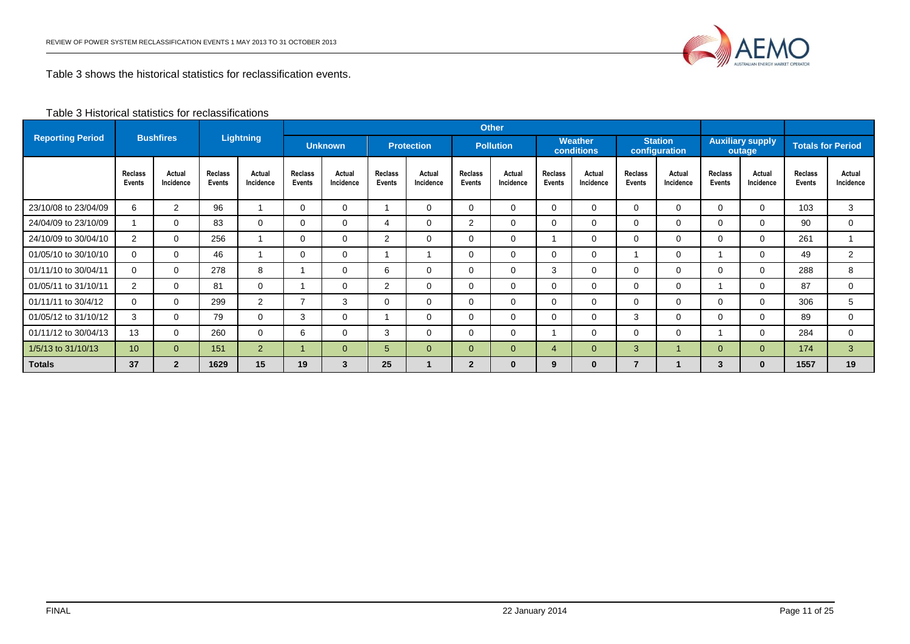Table 3 shows the historical statistics for reclassification events.

Table 3 Historical statistics for reclassifications

| Reporting Period | Bushfires | | Lightning | | Other | | | | | | | | | | Auxiliary supply outage | | Totals for Period | |
|---|---|---|---|---|---|---|---|---|---|---|---|---|---|---|---|---|---|---|
| | | | | | Unknown | | Protection | | Pollution | | Weather conditions | | Station configuration | | | | | |
| | Reclass Events | Actual Incidence | Reclass Events | Actual Incidence | Reclass Events | Actual Incidence | Reclass Events | Actual Incidence | Reclass Events | Actual Incidence | Reclass Events | Actual Incidence | Reclass Events | Actual Incidence | Reclass Events | Actual Incidence | Reclass Events | Actual Incidence |
| 23/10/08 to 23/04/09 | 6 | 2 | 96 | 1 | 0 | 0 | 1 | 0 | 0 | 0 | 0 | 0 | 0 | 0 | 0 | 0 | 103 | 3 |
| 24/04/09 to 23/10/09 | 1 | 0 | 83 | 0 | 0 | 0 | 4 | 0 | 2 | 0 | 0 | 0 | 0 | 0 | 0 | 0 | 90 | 0 |
| 24/10/09 to 30/04/10 | 2 | 0 | 256 | 1 | 0 | 0 | 2 | 0 | 0 | 0 | 1 | 0 | 0 | 0 | 0 | 0 | 261 | 1 |
| 01/05/10 to 30/10/10 | 0 | 0 | 46 | 1 | 0 | 0 | 1 | 1 | 0 | 0 | 0 | 0 | 1 | 0 | 1 | 0 | 49 | 2 |
| 01/11/10 to 30/04/11 | 0 | 0 | 278 | 8 | 1 | 0 | 6 | 0 | 0 | 0 | 3 | 0 | 0 | 0 | 0 | 0 | 288 | 8 |
| 01/05/11 to 31/10/11 | 2 | 0 | 81 | 0 | 1 | 0 | 2 | 0 | 0 | 0 | 0 | 0 | 0 | 0 | 1 | 0 | 87 | 0 |
| 01/11/11 to 30/4/12 | 0 | 0 | 299 | 2 | 7 | 3 | 0 | 0 | 0 | 0 | 0 | 0 | 0 | 0 | 0 | 0 | 306 | 5 |
| 01/05/12 to 31/10/12 | 3 | 0 | 79 | 0 | 3 | 0 | 1 | 0 | 0 | 0 | 0 | 0 | 3 | 0 | 0 | 0 | 89 | 0 |
| 01/11/12 to 30/04/13 | 13 | 0 | 260 | 0 | 6 | 0 | 3 | 0 | 0 | 0 | 1 | 0 | 0 | 0 | 1 | 0 | 284 | 0 |
| 1/5/13 to 31/10/13 | 10 | 0 | 151 | 2 | 1 | 0 | 5 | 0 | 0 | 0 | 4 | 0 | 3 | 1 | 0 | 0 | 174 | 3 |
| **Totals** | **37** | **2** | **1629** | **15** | **19** | **3** | **25** | **1** | **2** | **0** | **9** | **0** | **7** | **1** | **3** | **0** | **1557** | **19** |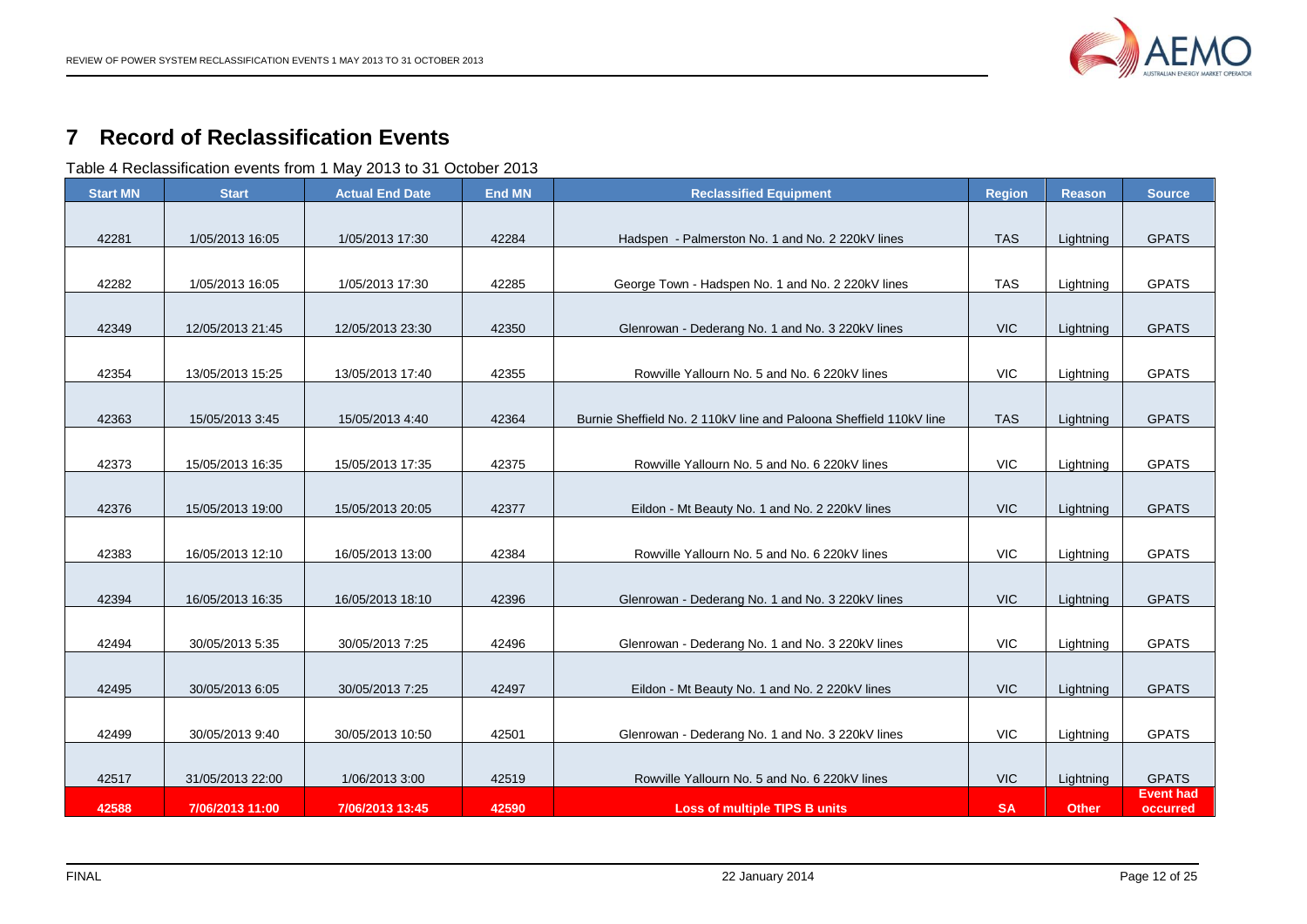# 7 Record of Reclassification Events

Table 4 Reclassification events from 1 May 2013 to 31 October 2013

| Start MN | Start | Actual End Date | End MN | Reclassified Equipment | Region | Reason | Source |
|---|---|---|---|---|---|---|---|
| 42281 | 1/05/2013 16:05 | 1/05/2013 17:30 | 42284 | Hadspen - Palmerston No. 1 and No. 2 220kV lines | TAS | Lightning | GPATS |
| 42282 | 1/05/2013 16:05 | 1/05/2013 17:30 | 42285 | George Town - Hadspen No. 1 and No. 2 220kV lines | TAS | Lightning | GPATS |
| 42349 | 12/05/2013 21:45 | 12/05/2013 23:30 | 42350 | Glenrowan - Dederang No. 1 and No. 3 220kV lines | VIC | Lightning | GPATS |
| 42354 | 13/05/2013 15:25 | 13/05/2013 17:40 | 42355 | Rowville Yallourn No. 5 and No. 6 220kV lines | VIC | Lightning | GPATS |
| 42363 | 15/05/2013 3:45 | 15/05/2013 4:40 | 42364 | Burnie Sheffield No. 2 110kV line and Paloona Sheffield 110kV line | TAS | Lightning | GPATS |
| 42373 | 15/05/2013 16:35 | 15/05/2013 17:35 | 42375 | Rowville Yallourn No. 5 and No. 6 220kV lines | VIC | Lightning | GPATS |
| 42376 | 15/05/2013 19:00 | 15/05/2013 20:05 | 42377 | Eildon - Mt Beauty No. 1 and No. 2 220kV lines | VIC | Lightning | GPATS |
| 42383 | 16/05/2013 12:10 | 16/05/2013 13:00 | 42384 | Rowville Yallourn No. 5 and No. 6 220kV lines | VIC | Lightning | GPATS |
| 42394 | 16/05/2013 16:35 | 16/05/2013 18:10 | 42396 | Glenrowan - Dederang No. 1 and No. 3 220kV lines | VIC | Lightning | GPATS |
| 42494 | 30/05/2013 5:35 | 30/05/2013 7:25 | 42496 | Glenrowan - Dederang No. 1 and No. 3 220kV lines | VIC | Lightning | GPATS |
| 42495 | 30/05/2013 6:05 | 30/05/2013 7:25 | 42497 | Eildon - Mt Beauty No. 1 and No. 2 220kV lines | VIC | Lightning | GPATS |
| 42499 | 30/05/2013 9:40 | 30/05/2013 10:50 | 42501 | Glenrowan - Dederang No. 1 and No. 3 220kV lines | VIC | Lightning | GPATS |
| 42517 | 31/05/2013 22:00 | 1/06/2013 3:00 | 42519 | Rowville Yallourn No. 5 and No. 6 220kV lines | VIC | Lightning | GPATS |
| **42588** | **7/06/2013 11:00** | **7/06/2013 13:45** | **42590** | **Loss of multiple TIPS B units** | **SA** | **Other** | **Event had occurred** |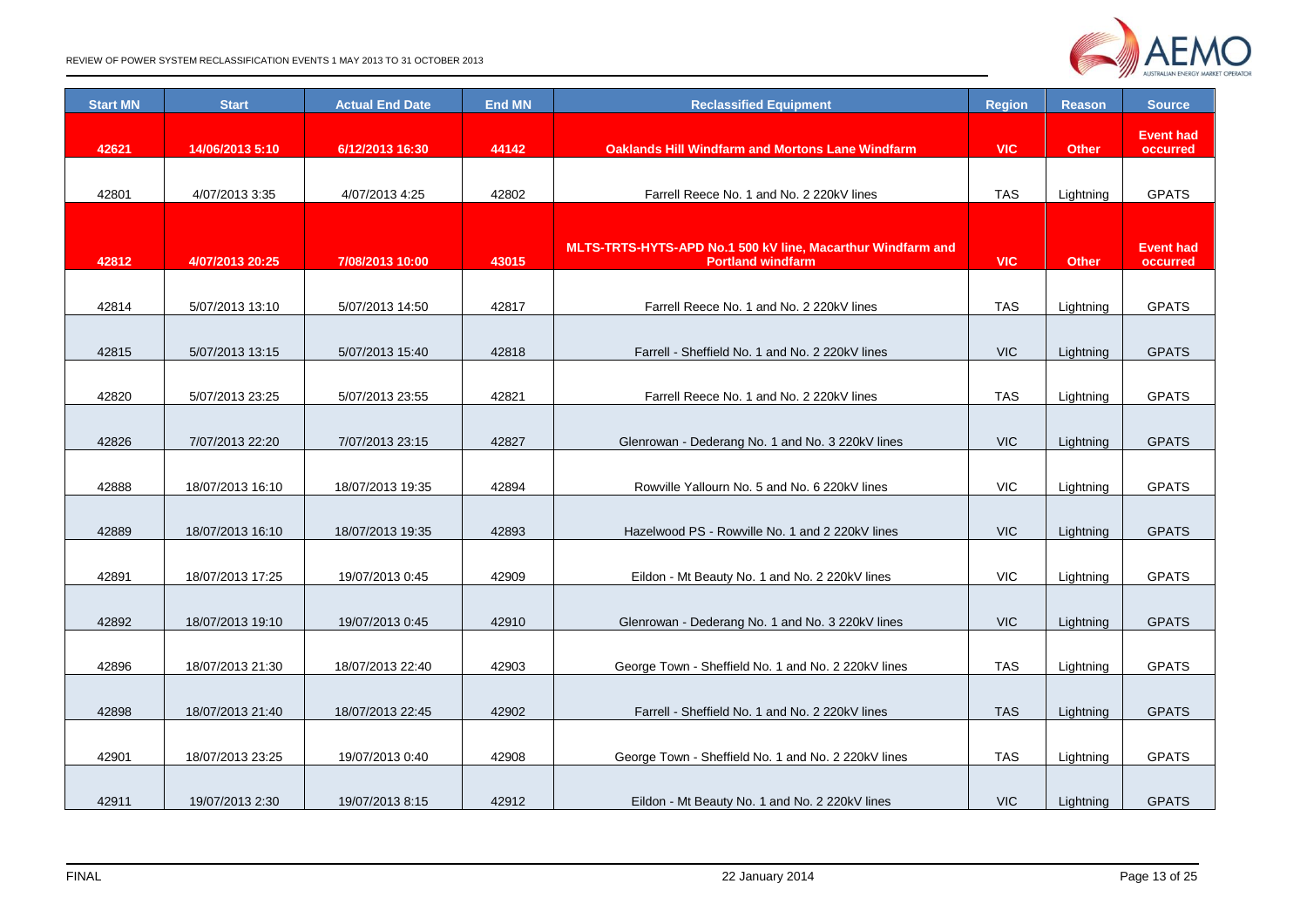| Start MN | Start | Actual End Date | End MN | Reclassified Equipment | Region | Reason | Source |
|---|---|---|---|---|---|---|---|
| **42621** | **14/06/2013 5:10** | **6/12/2013 16:30** | **44142** | **Oaklands Hill Windfarm and Mortons Lane Windfarm** | **VIC** | **Other** | **Event had occurred** |
| 42801 | 4/07/2013 3:35 | 4/07/2013 4:25 | 42802 | Farrell Reece No. 1 and No. 2 220kV lines | TAS | Lightning | GPATS |
| **42812** | **4/07/2013 20:25** | **7/08/2013 10:00** | **43015** | **MLTS-TRTS-HYTS-APD No.1 500 kV line, Macarthur Windfarm and Portland windfarm** | **VIC** | **Other** | **Event had occurred** |
| 42814 | 5/07/2013 13:10 | 5/07/2013 14:50 | 42817 | Farrell Reece No. 1 and No. 2 220kV lines | TAS | Lightning | GPATS |
| 42815 | 5/07/2013 13:15 | 5/07/2013 15:40 | 42818 | Farrell - Sheffield No. 1 and No. 2 220kV lines | VIC | Lightning | GPATS |
| 42820 | 5/07/2013 23:25 | 5/07/2013 23:55 | 42821 | Farrell Reece No. 1 and No. 2 220kV lines | TAS | Lightning | GPATS |
| 42826 | 7/07/2013 22:20 | 7/07/2013 23:15 | 42827 | Glenrowan - Dederang No. 1 and No. 3 220kV lines | VIC | Lightning | GPATS |
| 42888 | 18/07/2013 16:10 | 18/07/2013 19:35 | 42894 | Rowville Yallourn No. 5 and No. 6 220kV lines | VIC | Lightning | GPATS |
| 42889 | 18/07/2013 16:10 | 18/07/2013 19:35 | 42893 | Hazelwood PS - Rowville No. 1 and 2 220kV lines | VIC | Lightning | GPATS |
| 42891 | 18/07/2013 17:25 | 19/07/2013 0:45 | 42909 | Eildon - Mt Beauty No. 1 and No. 2 220kV lines | VIC | Lightning | GPATS |
| 42892 | 18/07/2013 19:10 | 19/07/2013 0:45 | 42910 | Glenrowan - Dederang No. 1 and No. 3 220kV lines | VIC | Lightning | GPATS |
| 42896 | 18/07/2013 21:30 | 18/07/2013 22:40 | 42903 | George Town - Sheffield No. 1 and No. 2 220kV lines | TAS | Lightning | GPATS |
| 42898 | 18/07/2013 21:40 | 18/07/2013 22:45 | 42902 | Farrell - Sheffield No. 1 and No. 2 220kV lines | TAS | Lightning | GPATS |
| 42901 | 18/07/2013 23:25 | 19/07/2013 0:40 | 42908 | George Town - Sheffield No. 1 and No. 2 220kV lines | TAS | Lightning | GPATS |
| 42911 | 19/07/2013 2:30 | 19/07/2013 8:15 | 42912 | Eildon - Mt Beauty No. 1 and No. 2 220kV lines | VIC | Lightning | GPATS |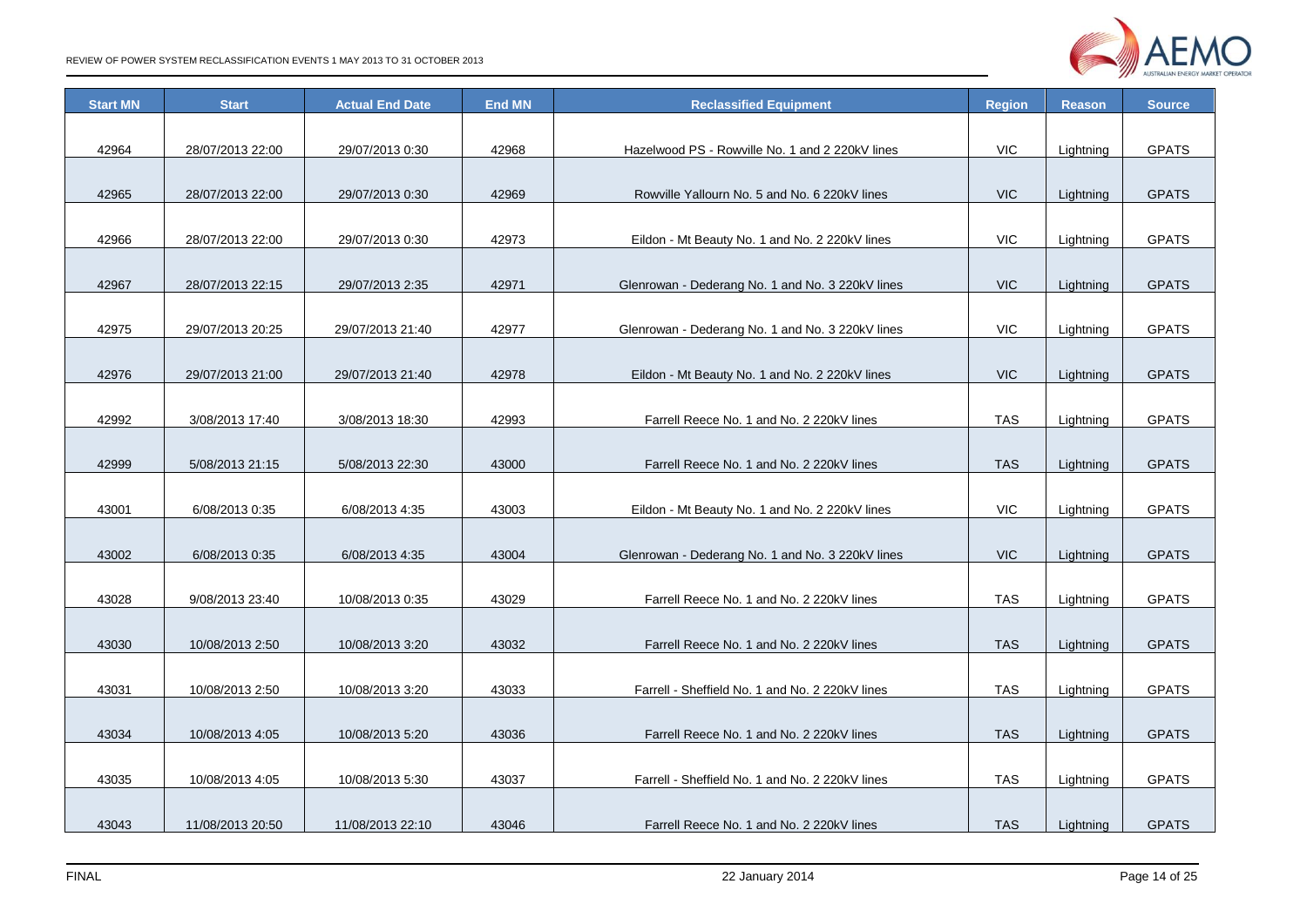| Start MN | Start | Actual End Date | End MN | Reclassified Equipment | Region | Reason | Source |
|---|---|---|---|---|---|---|---|
| 42964 | 28/07/2013 22:00 | 29/07/2013 0:30 | 42968 | Hazelwood PS - Rowville No. 1 and 2 220kV lines | VIC | Lightning | GPATS |
| 42965 | 28/07/2013 22:00 | 29/07/2013 0:30 | 42969 | Rowville Yallourn No. 5 and No. 6 220kV lines | VIC | Lightning | GPATS |
| 42966 | 28/07/2013 22:00 | 29/07/2013 0:30 | 42973 | Eildon - Mt Beauty No. 1 and No. 2 220kV lines | VIC | Lightning | GPATS |
| 42967 | 28/07/2013 22:15 | 29/07/2013 2:35 | 42971 | Glenrowan - Dederang No. 1 and No. 3 220kV lines | VIC | Lightning | GPATS |
| 42975 | 29/07/2013 20:25 | 29/07/2013 21:40 | 42977 | Glenrowan - Dederang No. 1 and No. 3 220kV lines | VIC | Lightning | GPATS |
| 42976 | 29/07/2013 21:00 | 29/07/2013 21:40 | 42978 | Eildon - Mt Beauty No. 1 and No. 2 220kV lines | VIC | Lightning | GPATS |
| 42992 | 3/08/2013 17:40 | 3/08/2013 18:30 | 42993 | Farrell Reece No. 1 and No. 2 220kV lines | TAS | Lightning | GPATS |
| 42999 | 5/08/2013 21:15 | 5/08/2013 22:30 | 43000 | Farrell Reece No. 1 and No. 2 220kV lines | TAS | Lightning | GPATS |
| 43001 | 6/08/2013 0:35 | 6/08/2013 4:35 | 43003 | Eildon - Mt Beauty No. 1 and No. 2 220kV lines | VIC | Lightning | GPATS |
| 43002 | 6/08/2013 0:35 | 6/08/2013 4:35 | 43004 | Glenrowan - Dederang No. 1 and No. 3 220kV lines | VIC | Lightning | GPATS |
| 43028 | 9/08/2013 23:40 | 10/08/2013 0:35 | 43029 | Farrell Reece No. 1 and No. 2 220kV lines | TAS | Lightning | GPATS |
| 43030 | 10/08/2013 2:50 | 10/08/2013 3:20 | 43032 | Farrell Reece No. 1 and No. 2 220kV lines | TAS | Lightning | GPATS |
| 43031 | 10/08/2013 2:50 | 10/08/2013 3:20 | 43033 | Farrell - Sheffield No. 1 and No. 2 220kV lines | TAS | Lightning | GPATS |
| 43034 | 10/08/2013 4:05 | 10/08/2013 5:20 | 43036 | Farrell Reece No. 1 and No. 2 220kV lines | TAS | Lightning | GPATS |
| 43035 | 10/08/2013 4:05 | 10/08/2013 5:30 | 43037 | Farrell - Sheffield No. 1 and No. 2 220kV lines | TAS | Lightning | GPATS |
| 43043 | 11/08/2013 20:50 | 11/08/2013 22:10 | 43046 | Farrell Reece No. 1 and No. 2 220kV lines | TAS | Lightning | GPATS |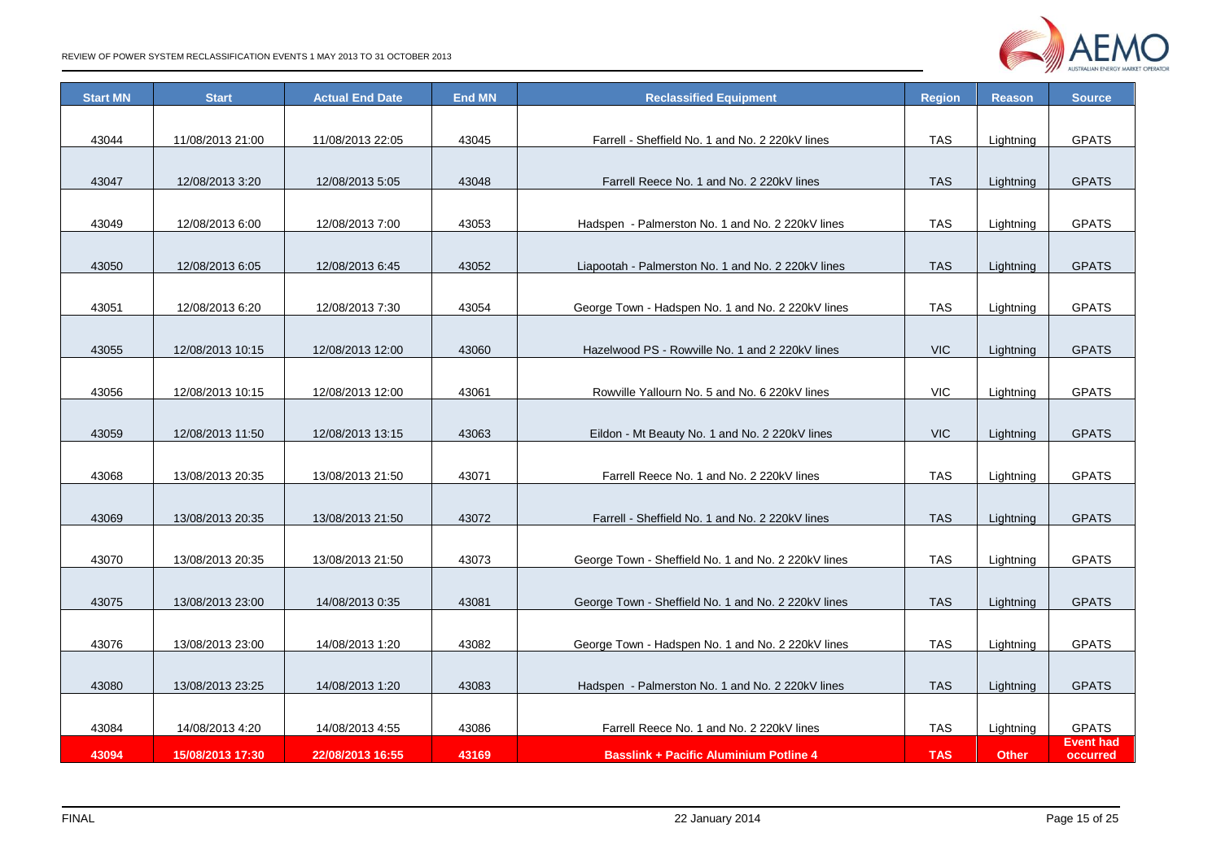| Start MN | Start | Actual End Date | End MN | Reclassified Equipment | Region | Reason | Source |
|---|---|---|---|---|---|---|---|
| 43044 | 11/08/2013 21:00 | 11/08/2013 22:05 | 43045 | Farrell - Sheffield No. 1 and No. 2 220kV lines | TAS | Lightning | GPATS |
| 43047 | 12/08/2013 3:20 | 12/08/2013 5:05 | 43048 | Farrell Reece No. 1 and No. 2 220kV lines | TAS | Lightning | GPATS |
| 43049 | 12/08/2013 6:00 | 12/08/2013 7:00 | 43053 | Hadspen - Palmerston No. 1 and No. 2 220kV lines | TAS | Lightning | GPATS |
| 43050 | 12/08/2013 6:05 | 12/08/2013 6:45 | 43052 | Liapootah - Palmerston No. 1 and No. 2 220kV lines | TAS | Lightning | GPATS |
| 43051 | 12/08/2013 6:20 | 12/08/2013 7:30 | 43054 | George Town - Hadspen No. 1 and No. 2 220kV lines | TAS | Lightning | GPATS |
| 43055 | 12/08/2013 10:15 | 12/08/2013 12:00 | 43060 | Hazelwood PS - Rowville No. 1 and 2 220kV lines | VIC | Lightning | GPATS |
| 43056 | 12/08/2013 10:15 | 12/08/2013 12:00 | 43061 | Rowville Yallourn No. 5 and No. 6 220kV lines | VIC | Lightning | GPATS |
| 43059 | 12/08/2013 11:50 | 12/08/2013 13:15 | 43063 | Eildon - Mt Beauty No. 1 and No. 2 220kV lines | VIC | Lightning | GPATS |
| 43068 | 13/08/2013 20:35 | 13/08/2013 21:50 | 43071 | Farrell Reece No. 1 and No. 2 220kV lines | TAS | Lightning | GPATS |
| 43069 | 13/08/2013 20:35 | 13/08/2013 21:50 | 43072 | Farrell - Sheffield No. 1 and No. 2 220kV lines | TAS | Lightning | GPATS |
| 43070 | 13/08/2013 20:35 | 13/08/2013 21:50 | 43073 | George Town - Sheffield No. 1 and No. 2 220kV lines | TAS | Lightning | GPATS |
| 43075 | 13/08/2013 23:00 | 14/08/2013 0:35 | 43081 | George Town - Sheffield No. 1 and No. 2 220kV lines | TAS | Lightning | GPATS |
| 43076 | 13/08/2013 23:00 | 14/08/2013 1:20 | 43082 | George Town - Hadspen No. 1 and No. 2 220kV lines | TAS | Lightning | GPATS |
| 43080 | 13/08/2013 23:25 | 14/08/2013 1:20 | 43083 | Hadspen - Palmerston No. 1 and No. 2 220kV lines | TAS | Lightning | GPATS |
| 43084 | 14/08/2013 4:20 | 14/08/2013 4:55 | 43086 | Farrell Reece No. 1 and No. 2 220kV lines | TAS | Lightning | GPATS |
| **43094** | **15/08/2013 17:30** | **22/08/2013 16:55** | **43169** | **Basslink + Pacific Aluminium Potline 4** | **TAS** | **Other** | **Event had occurred** |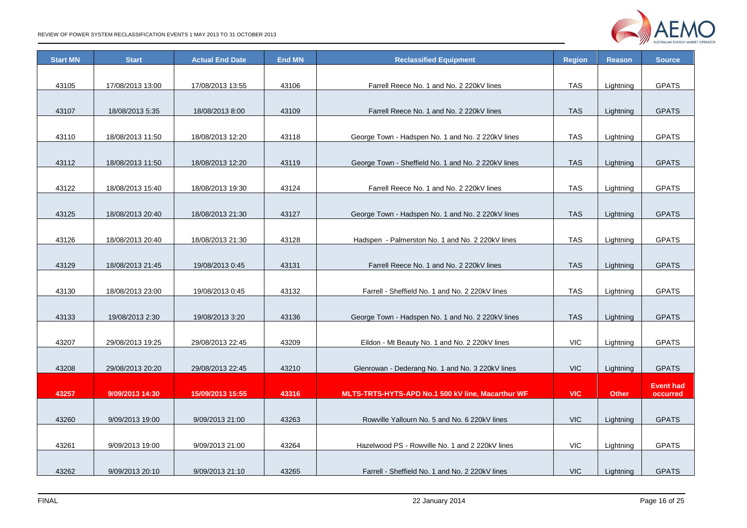| Start MN | Start | Actual End Date | End MN | Reclassified Equipment | Region | Reason | Source |
|---|---|---|---|---|---|---|---|
| 43105 | 17/08/2013 13:00 | 17/08/2013 13:55 | 43106 | Farrell Reece No. 1 and No. 2 220kV lines | TAS | Lightning | GPATS |
| 43107 | 18/08/2013 5:35 | 18/08/2013 8:00 | 43109 | Farrell Reece No. 1 and No. 2 220kV lines | TAS | Lightning | GPATS |
| 43110 | 18/08/2013 11:50 | 18/08/2013 12:20 | 43118 | George Town - Hadspen No. 1 and No. 2 220kV lines | TAS | Lightning | GPATS |
| 43112 | 18/08/2013 11:50 | 18/08/2013 12:20 | 43119 | George Town - Sheffield No. 1 and No. 2 220kV lines | TAS | Lightning | GPATS |
| 43122 | 18/08/2013 15:40 | 18/08/2013 19:30 | 43124 | Farrell Reece No. 1 and No. 2 220kV lines | TAS | Lightning | GPATS |
| 43125 | 18/08/2013 20:40 | 18/08/2013 21:30 | 43127 | George Town - Hadspen No. 1 and No. 2 220kV lines | TAS | Lightning | GPATS |
| 43126 | 18/08/2013 20:40 | 18/08/2013 21:30 | 43128 | Hadspen - Palmerston No. 1 and No. 2 220kV lines | TAS | Lightning | GPATS |
| 43129 | 18/08/2013 21:45 | 19/08/2013 0:45 | 43131 | Farrell Reece No. 1 and No. 2 220kV lines | TAS | Lightning | GPATS |
| 43130 | 18/08/2013 23:00 | 19/08/2013 0:45 | 43132 | Farrell - Sheffield No. 1 and No. 2 220kV lines | TAS | Lightning | GPATS |
| 43133 | 19/08/2013 2:30 | 19/08/2013 3:20 | 43136 | George Town - Hadspen No. 1 and No. 2 220kV lines | TAS | Lightning | GPATS |
| 43207 | 29/08/2013 19:25 | 29/08/2013 22:45 | 43209 | Eildon - Mt Beauty No. 1 and No. 2 220kV lines | VIC | Lightning | GPATS |
| 43208 | 29/08/2013 20:20 | 29/08/2013 22:45 | 43210 | Glenrowan - Dederang No. 1 and No. 3 220kV lines | VIC | Lightning | GPATS |
| **43257** | **9/09/2013 14:30** | **15/09/2013 15:55** | **43316** | **MLTS-TRTS-HYTS-APD No.1 500 kV line, Macarthur WF** | **VIC** | **Other** | **Event had occurred** |
| 43260 | 9/09/2013 19:00 | 9/09/2013 21:00 | 43263 | Rowville Yallourn No. 5 and No. 6 220kV lines | VIC | Lightning | GPATS |
| 43261 | 9/09/2013 19:00 | 9/09/2013 21:00 | 43264 | Hazelwood PS - Rowville No. 1 and 2 220kV lines | VIC | Lightning | GPATS |
| 43262 | 9/09/2013 20:10 | 9/09/2013 21:10 | 43265 | Farrell - Sheffield No. 1 and No. 2 220kV lines | VIC | Lightning | GPATS |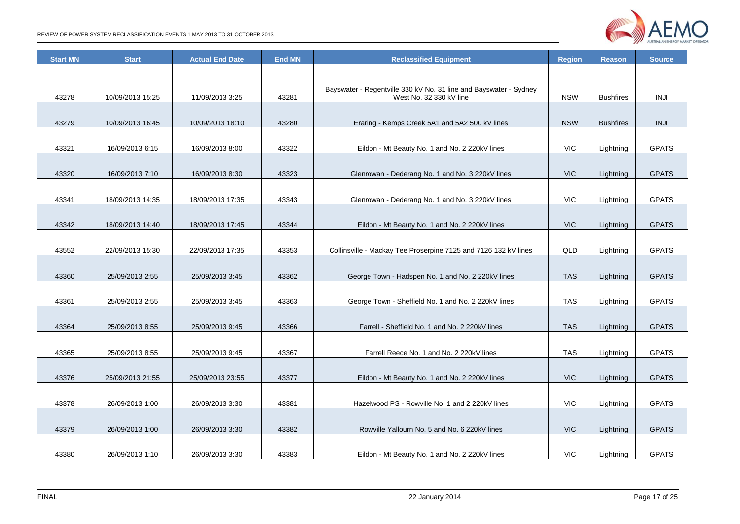| Start MN | Start | Actual End Date | End MN | Reclassified Equipment | Region | Reason | Source |
|---|---|---|---|---|---|---|---|
| 43278 | 10/09/2013 15:25 | 11/09/2013 3:25 | 43281 | Bayswater - Regentville 330 kV No. 31 line and Bayswater - Sydney West No. 32 330 kV line | NSW | Bushfires | INJI |
| 43279 | 10/09/2013 16:45 | 10/09/2013 18:10 | 43280 | Eraring - Kemps Creek 5A1 and 5A2 500 kV lines | NSW | Bushfires | INJI |
| 43321 | 16/09/2013 6:15 | 16/09/2013 8:00 | 43322 | Eildon - Mt Beauty No. 1 and No. 2 220kV lines | VIC | Lightning | GPATS |
| 43320 | 16/09/2013 7:10 | 16/09/2013 8:30 | 43323 | Glenrowan - Dederang No. 1 and No. 3 220kV lines | VIC | Lightning | GPATS |
| 43341 | 18/09/2013 14:35 | 18/09/2013 17:35 | 43343 | Glenrowan - Dederang No. 1 and No. 3 220kV lines | VIC | Lightning | GPATS |
| 43342 | 18/09/2013 14:40 | 18/09/2013 17:45 | 43344 | Eildon - Mt Beauty No. 1 and No. 2 220kV lines | VIC | Lightning | GPATS |
| 43552 | 22/09/2013 15:30 | 22/09/2013 17:35 | 43353 | Collinsville - Mackay Tee Proserpine 7125 and 7126 132 kV lines | QLD | Lightning | GPATS |
| 43360 | 25/09/2013 2:55 | 25/09/2013 3:45 | 43362 | George Town - Hadspen No. 1 and No. 2 220kV lines | TAS | Lightning | GPATS |
| 43361 | 25/09/2013 2:55 | 25/09/2013 3:45 | 43363 | George Town - Sheffield No. 1 and No. 2 220kV lines | TAS | Lightning | GPATS |
| 43364 | 25/09/2013 8:55 | 25/09/2013 9:45 | 43366 | Farrell - Sheffield No. 1 and No. 2 220kV lines | TAS | Lightning | GPATS |
| 43365 | 25/09/2013 8:55 | 25/09/2013 9:45 | 43367 | Farrell Reece No. 1 and No. 2 220kV lines | TAS | Lightning | GPATS |
| 43376 | 25/09/2013 21:55 | 25/09/2013 23:55 | 43377 | Eildon - Mt Beauty No. 1 and No. 2 220kV lines | VIC | Lightning | GPATS |
| 43378 | 26/09/2013 1:00 | 26/09/2013 3:30 | 43381 | Hazelwood PS - Rowville No. 1 and 2 220kV lines | VIC | Lightning | GPATS |
| 43379 | 26/09/2013 1:00 | 26/09/2013 3:30 | 43382 | Rowville Yallourn No. 5 and No. 6 220kV lines | VIC | Lightning | GPATS |
| 43380 | 26/09/2013 1:10 | 26/09/2013 3:30 | 43383 | Eildon - Mt Beauty No. 1 and No. 2 220kV lines | VIC | Lightning | GPATS |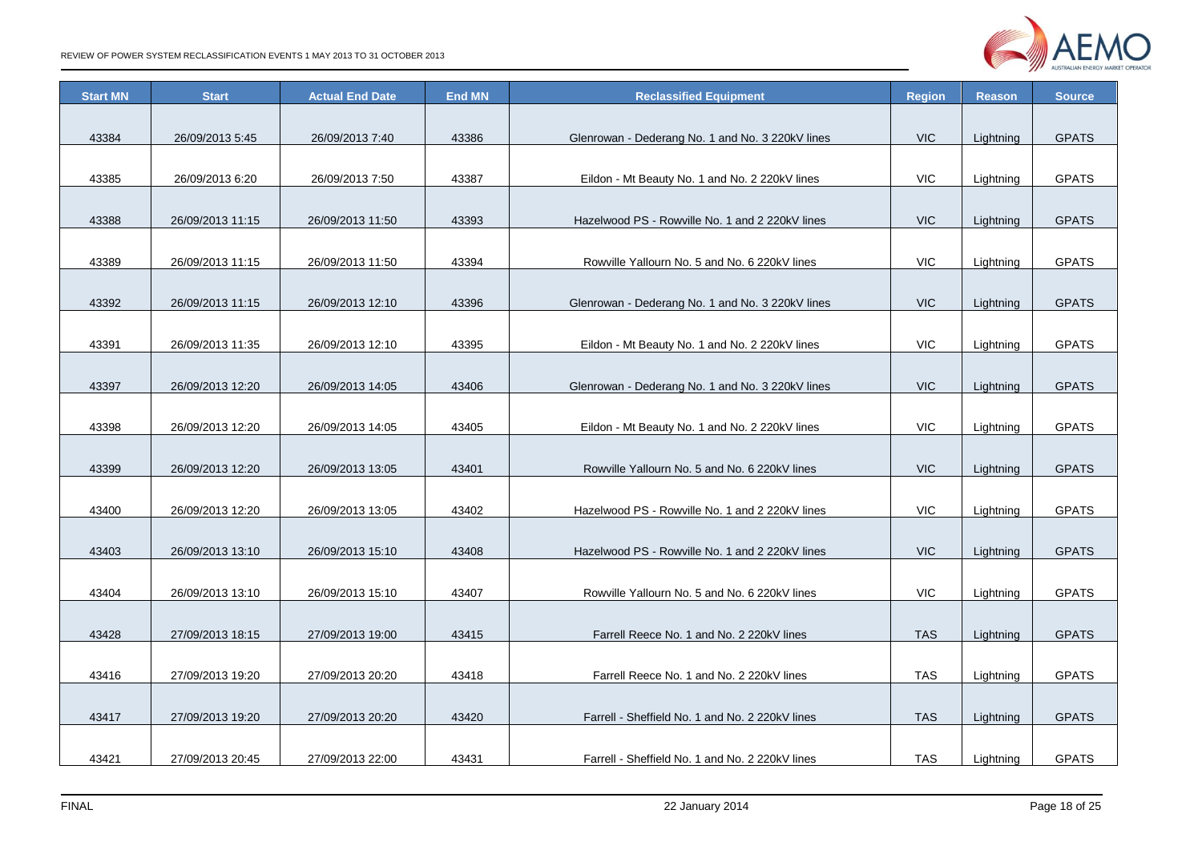| Start MN | Start | Actual End Date | End MN | Reclassified Equipment | Region | Reason | Source |
|---|---|---|---|---|---|---|---|
| 43384 | 26/09/2013 5:45 | 26/09/2013 7:40 | 43386 | Glenrowan - Dederang No. 1 and No. 3 220kV lines | VIC | Lightning | GPATS |
| 43385 | 26/09/2013 6:20 | 26/09/2013 7:50 | 43387 | Eildon - Mt Beauty No. 1 and No. 2 220kV lines | VIC | Lightning | GPATS |
| 43388 | 26/09/2013 11:15 | 26/09/2013 11:50 | 43393 | Hazelwood PS - Rowville No. 1 and 2 220kV lines | VIC | Lightning | GPATS |
| 43389 | 26/09/2013 11:15 | 26/09/2013 11:50 | 43394 | Rowville Yallourn No. 5 and No. 6 220kV lines | VIC | Lightning | GPATS |
| 43392 | 26/09/2013 11:15 | 26/09/2013 12:10 | 43396 | Glenrowan - Dederang No. 1 and No. 3 220kV lines | VIC | Lightning | GPATS |
| 43391 | 26/09/2013 11:35 | 26/09/2013 12:10 | 43395 | Eildon - Mt Beauty No. 1 and No. 2 220kV lines | VIC | Lightning | GPATS |
| 43397 | 26/09/2013 12:20 | 26/09/2013 14:05 | 43406 | Glenrowan - Dederang No. 1 and No. 3 220kV lines | VIC | Lightning | GPATS |
| 43398 | 26/09/2013 12:20 | 26/09/2013 14:05 | 43405 | Eildon - Mt Beauty No. 1 and No. 2 220kV lines | VIC | Lightning | GPATS |
| 43399 | 26/09/2013 12:20 | 26/09/2013 13:05 | 43401 | Rowville Yallourn No. 5 and No. 6 220kV lines | VIC | Lightning | GPATS |
| 43400 | 26/09/2013 12:20 | 26/09/2013 13:05 | 43402 | Hazelwood PS - Rowville No. 1 and 2 220kV lines | VIC | Lightning | GPATS |
| 43403 | 26/09/2013 13:10 | 26/09/2013 15:10 | 43408 | Hazelwood PS - Rowville No. 1 and 2 220kV lines | VIC | Lightning | GPATS |
| 43404 | 26/09/2013 13:10 | 26/09/2013 15:10 | 43407 | Rowville Yallourn No. 5 and No. 6 220kV lines | VIC | Lightning | GPATS |
| 43428 | 27/09/2013 18:15 | 27/09/2013 19:00 | 43415 | Farrell Reece No. 1 and No. 2 220kV lines | TAS | Lightning | GPATS |
| 43416 | 27/09/2013 19:20 | 27/09/2013 20:20 | 43418 | Farrell Reece No. 1 and No. 2 220kV lines | TAS | Lightning | GPATS |
| 43417 | 27/09/2013 19:20 | 27/09/2013 20:20 | 43420 | Farrell - Sheffield No. 1 and No. 2 220kV lines | TAS | Lightning | GPATS |
| 43421 | 27/09/2013 20:45 | 27/09/2013 22:00 | 43431 | Farrell - Sheffield No. 1 and No. 2 220kV lines | TAS | Lightning | GPATS |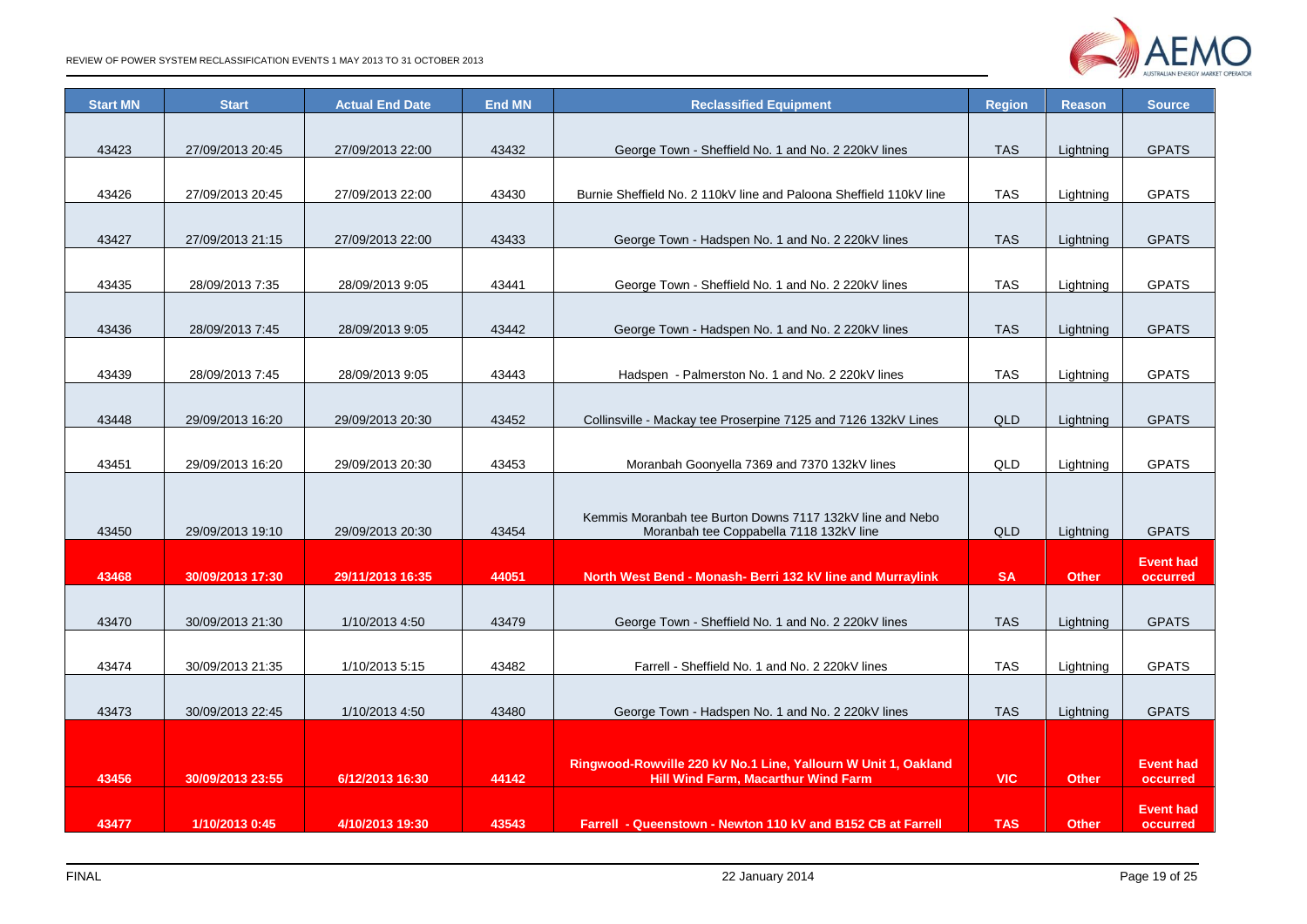| Start MN | Start | Actual End Date | End MN | Reclassified Equipment | Region | Reason | Source |
|---|---|---|---|---|---|---|---|
| 43423 | 27/09/2013 20:45 | 27/09/2013 22:00 | 43432 | George Town - Sheffield No. 1 and No. 2 220kV lines | TAS | Lightning | GPATS |
| 43426 | 27/09/2013 20:45 | 27/09/2013 22:00 | 43430 | Burnie Sheffield No. 2 110kV line and Paloona Sheffield 110kV line | TAS | Lightning | GPATS |
| 43427 | 27/09/2013 21:15 | 27/09/2013 22:00 | 43433 | George Town - Hadspen No. 1 and No. 2 220kV lines | TAS | Lightning | GPATS |
| 43435 | 28/09/2013 7:35 | 28/09/2013 9:05 | 43441 | George Town - Sheffield No. 1 and No. 2 220kV lines | TAS | Lightning | GPATS |
| 43436 | 28/09/2013 7:45 | 28/09/2013 9:05 | 43442 | George Town - Hadspen No. 1 and No. 2 220kV lines | TAS | Lightning | GPATS |
| 43439 | 28/09/2013 7:45 | 28/09/2013 9:05 | 43443 | Hadspen - Palmerston No. 1 and No. 2 220kV lines | TAS | Lightning | GPATS |
| 43448 | 29/09/2013 16:20 | 29/09/2013 20:30 | 43452 | Collinsville - Mackay tee Proserpine 7125 and 7126 132kV Lines | QLD | Lightning | GPATS |
| 43451 | 29/09/2013 16:20 | 29/09/2013 20:30 | 43453 | Moranbah Goonyella 7369 and 7370 132kV lines | QLD | Lightning | GPATS |
| 43450 | 29/09/2013 19:10 | 29/09/2013 20:30 | 43454 | Kemmis Moranbah tee Burton Downs 7117 132kV line and Nebo Moranbah tee Coppabella 7118 132kV line | QLD | Lightning | GPATS |
| **43468** | **30/09/2013 17:30** | **29/11/2013 16:35** | **44051** | **North West Bend - Monash- Berri 132 kV line and Murraylink** | **SA** | **Other** | **Event had occurred** |
| 43470 | 30/09/2013 21:30 | 1/10/2013 4:50 | 43479 | George Town - Sheffield No. 1 and No. 2 220kV lines | TAS | Lightning | GPATS |
| 43474 | 30/09/2013 21:35 | 1/10/2013 5:15 | 43482 | Farrell - Sheffield No. 1 and No. 2 220kV lines | TAS | Lightning | GPATS |
| 43473 | 30/09/2013 22:45 | 1/10/2013 4:50 | 43480 | George Town - Hadspen No. 1 and No. 2 220kV lines | TAS | Lightning | GPATS |
| **43456** | **30/09/2013 23:55** | **6/12/2013 16:30** | **44142** | **Ringwood-Rowville 220 kV No.1 Line, Yallourn W Unit 1, Oakland Hill Wind Farm, Macarthur Wind Farm** | **VIC** | **Other** | **Event had occurred** |
| **43477** | **1/10/2013 0:45** | **4/10/2013 19:30** | **43543** | **Farrell - Queenstown - Newton 110 kV and B152 CB at Farrell** | **TAS** | **Other** | **Event had occurred** |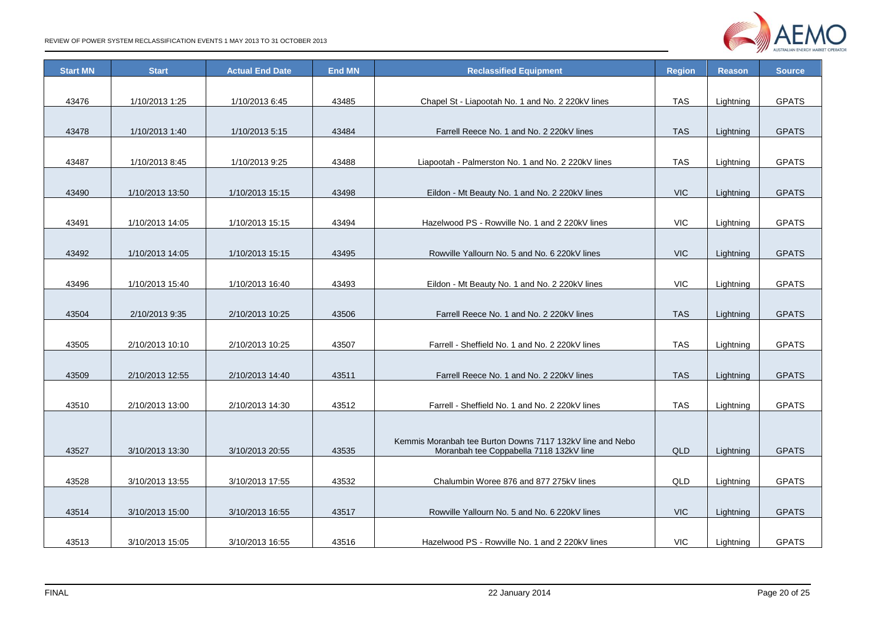| Start MN | Start | Actual End Date | End MN | Reclassified Equipment | Region | Reason | Source |
|---|---|---|---|---|---|---|---|
| 43476 | 1/10/2013 1:25 | 1/10/2013 6:45 | 43485 | Chapel St - Liapootah No. 1 and No. 2 220kV lines | TAS | Lightning | GPATS |
| 43478 | 1/10/2013 1:40 | 1/10/2013 5:15 | 43484 | Farrell Reece No. 1 and No. 2 220kV lines | TAS | Lightning | GPATS |
| 43487 | 1/10/2013 8:45 | 1/10/2013 9:25 | 43488 | Liapootah - Palmerston No. 1 and No. 2 220kV lines | TAS | Lightning | GPATS |
| 43490 | 1/10/2013 13:50 | 1/10/2013 15:15 | 43498 | Eildon - Mt Beauty No. 1 and No. 2 220kV lines | VIC | Lightning | GPATS |
| 43491 | 1/10/2013 14:05 | 1/10/2013 15:15 | 43494 | Hazelwood PS - Rowville No. 1 and 2 220kV lines | VIC | Lightning | GPATS |
| 43492 | 1/10/2013 14:05 | 1/10/2013 15:15 | 43495 | Rowville Yallourn No. 5 and No. 6 220kV lines | VIC | Lightning | GPATS |
| 43496 | 1/10/2013 15:40 | 1/10/2013 16:40 | 43493 | Eildon - Mt Beauty No. 1 and No. 2 220kV lines | VIC | Lightning | GPATS |
| 43504 | 2/10/2013 9:35 | 2/10/2013 10:25 | 43506 | Farrell Reece No. 1 and No. 2 220kV lines | TAS | Lightning | GPATS |
| 43505 | 2/10/2013 10:10 | 2/10/2013 10:25 | 43507 | Farrell - Sheffield No. 1 and No. 2 220kV lines | TAS | Lightning | GPATS |
| 43509 | 2/10/2013 12:55 | 2/10/2013 14:40 | 43511 | Farrell Reece No. 1 and No. 2 220kV lines | TAS | Lightning | GPATS |
| 43510 | 2/10/2013 13:00 | 2/10/2013 14:30 | 43512 | Farrell - Sheffield No. 1 and No. 2 220kV lines | TAS | Lightning | GPATS |
| 43527 | 3/10/2013 13:30 | 3/10/2013 20:55 | 43535 | Kemmis Moranbah tee Burton Downs 7117 132kV line and Nebo Moranbah tee Coppabella 7118 132kV line | QLD | Lightning | GPATS |
| 43528 | 3/10/2013 13:55 | 3/10/2013 17:55 | 43532 | Chalumbin Woree 876 and 877 275kV lines | QLD | Lightning | GPATS |
| 43514 | 3/10/2013 15:00 | 3/10/2013 16:55 | 43517 | Rowville Yallourn No. 5 and No. 6 220kV lines | VIC | Lightning | GPATS |
| 43513 | 3/10/2013 15:05 | 3/10/2013 16:55 | 43516 | Hazelwood PS - Rowville No. 1 and 2 220kV lines | VIC | Lightning | GPATS |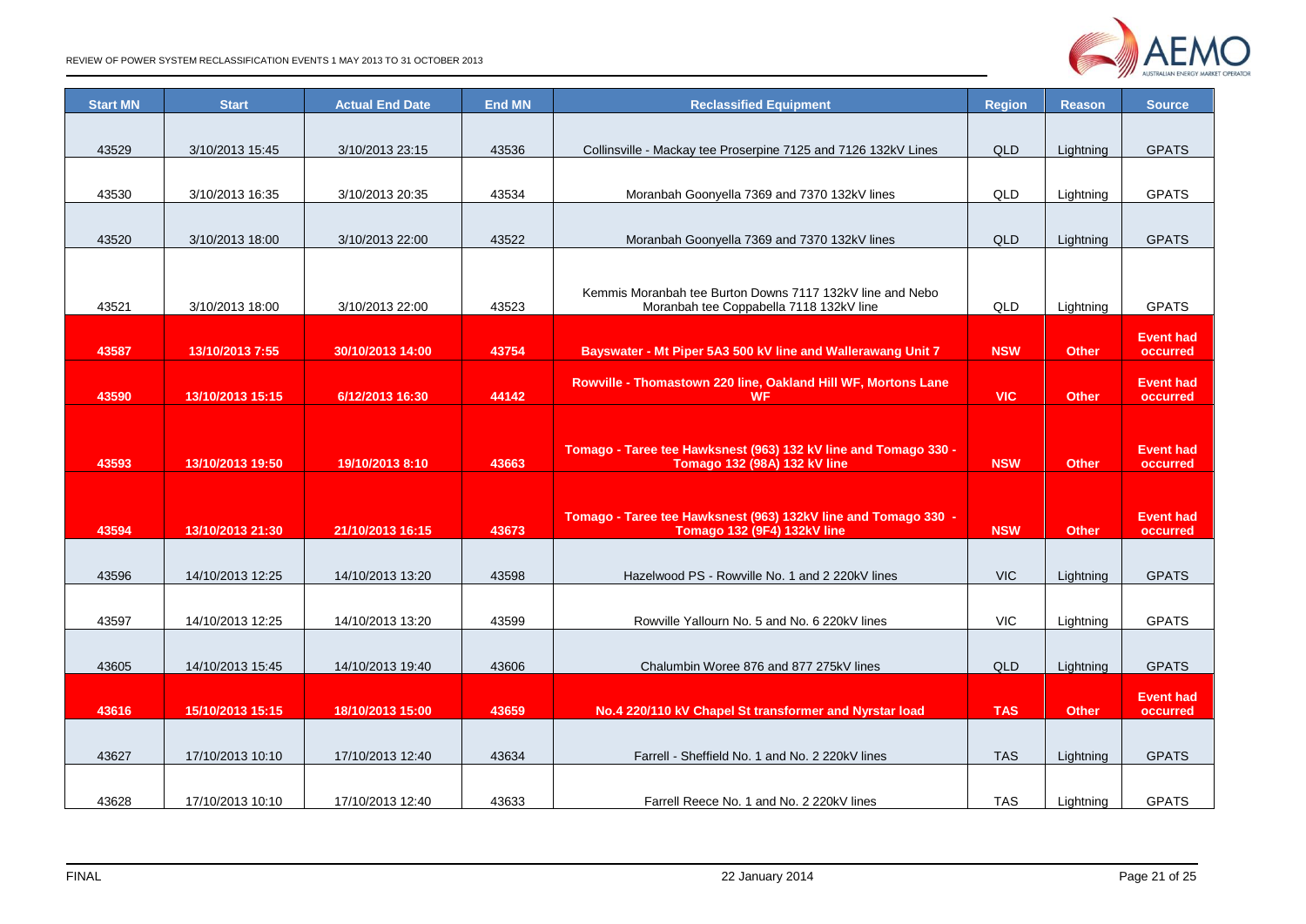| Start MN | Start | Actual End Date | End MN | Reclassified Equipment | Region | Reason | Source |
|---|---|---|---|---|---|---|---|
| 43529 | 3/10/2013 15:45 | 3/10/2013 23:15 | 43536 | Collinsville - Mackay tee Proserpine 7125 and 7126 132kV Lines | QLD | Lightning | GPATS |
| 43530 | 3/10/2013 16:35 | 3/10/2013 20:35 | 43534 | Moranbah Goonyella 7369 and 7370 132kV lines | QLD | Lightning | GPATS |
| 43520 | 3/10/2013 18:00 | 3/10/2013 22:00 | 43522 | Moranbah Goonyella 7369 and 7370 132kV lines | QLD | Lightning | GPATS |
| 43521 | 3/10/2013 18:00 | 3/10/2013 22:00 | 43523 | Kemmis Moranbah tee Burton Downs 7117 132kV line and Nebo Moranbah tee Coppabella 7118 132kV line | QLD | Lightning | GPATS |
| **43587** | **13/10/2013 7:55** | **30/10/2013 14:00** | **43754** | **Bayswater - Mt Piper 5A3 500 kV line and Wallerawang Unit 7** | **NSW** | **Other** | **Event had occurred** |
| **43590** | **13/10/2013 15:15** | **6/12/2013 16:30** | **44142** | **Rowville - Thomastown 220 line, Oakland Hill WF, Mortons Lane WF** | **VIC** | **Other** | **Event had occurred** |
| **43593** | **13/10/2013 19:50** | **19/10/2013 8:10** | **43663** | **Tomago - Taree tee Hawksnest (963) 132 kV line and Tomago 330 - Tomago 132 (98A) 132 kV line** | **NSW** | **Other** | **Event had occurred** |
| **43594** | **13/10/2013 21:30** | **21/10/2013 16:15** | **43673** | **Tomago - Taree tee Hawksnest (963) 132kV line and Tomago 330 - Tomago 132 (9F4) 132kV line** | **NSW** | **Other** | **Event had occurred** |
| 43596 | 14/10/2013 12:25 | 14/10/2013 13:20 | 43598 | Hazelwood PS - Rowville No. 1 and 2 220kV lines | VIC | Lightning | GPATS |
| 43597 | 14/10/2013 12:25 | 14/10/2013 13:20 | 43599 | Rowville Yallourn No. 5 and No. 6 220kV lines | VIC | Lightning | GPATS |
| 43605 | 14/10/2013 15:45 | 14/10/2013 19:40 | 43606 | Chalumbin Woree 876 and 877 275kV lines | QLD | Lightning | GPATS |
| **43616** | **15/10/2013 15:15** | **18/10/2013 15:00** | **43659** | **No.4 220/110 kV Chapel St transformer and Nyrstar load** | **TAS** | **Other** | **Event had occurred** |
| 43627 | 17/10/2013 10:10 | 17/10/2013 12:40 | 43634 | Farrell - Sheffield No. 1 and No. 2 220kV lines | TAS | Lightning | GPATS |
| 43628 | 17/10/2013 10:10 | 17/10/2013 12:40 | 43633 | Farrell Reece No. 1 and No. 2 220kV lines | TAS | Lightning | GPATS |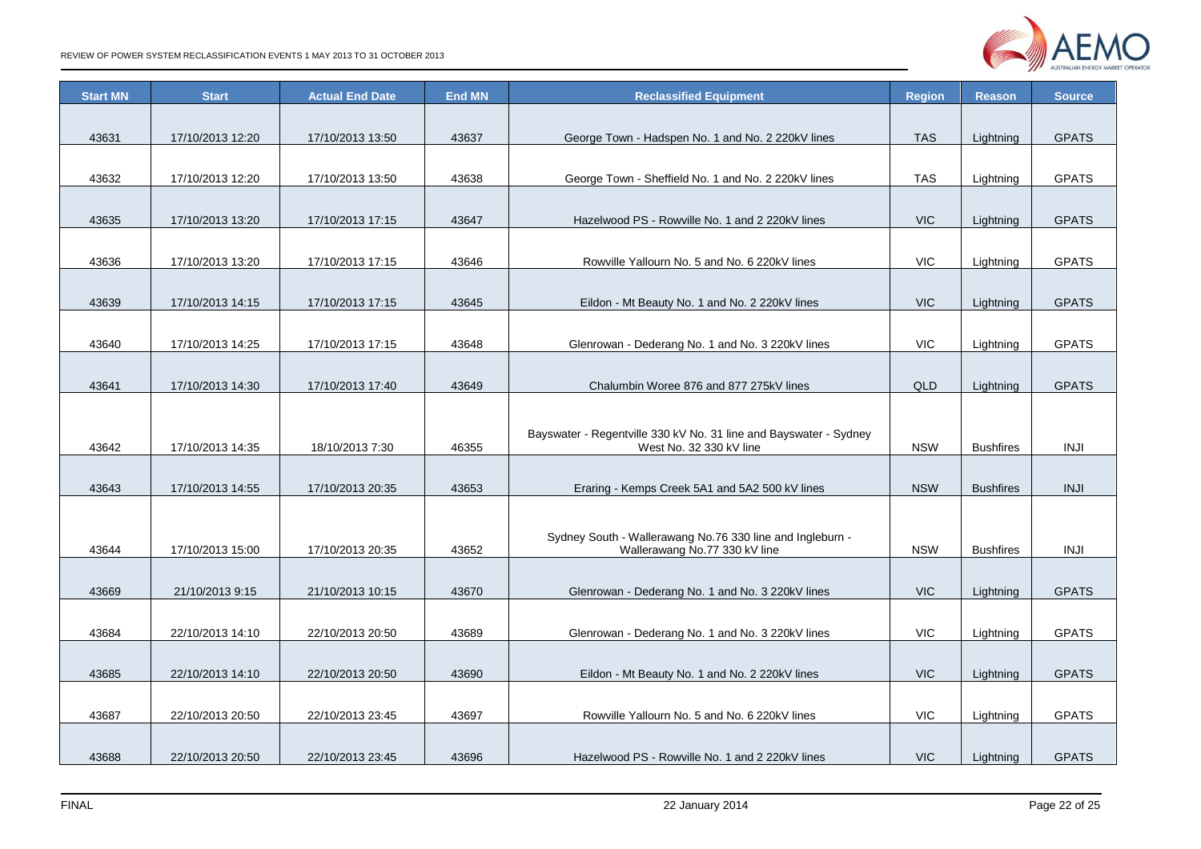| Start MN | Start | Actual End Date | End MN | Reclassified Equipment | Region | Reason | Source |
|---|---|---|---|---|---|---|---|
| 43631 | 17/10/2013 12:20 | 17/10/2013 13:50 | 43637 | George Town - Hadspen No. 1 and No. 2 220kV lines | TAS | Lightning | GPATS |
| 43632 | 17/10/2013 12:20 | 17/10/2013 13:50 | 43638 | George Town - Sheffield No. 1 and No. 2 220kV lines | TAS | Lightning | GPATS |
| 43635 | 17/10/2013 13:20 | 17/10/2013 17:15 | 43647 | Hazelwood PS - Rowville No. 1 and 2 220kV lines | VIC | Lightning | GPATS |
| 43636 | 17/10/2013 13:20 | 17/10/2013 17:15 | 43646 | Rowville Yallourn No. 5 and No. 6 220kV lines | VIC | Lightning | GPATS |
| 43639 | 17/10/2013 14:15 | 17/10/2013 17:15 | 43645 | Eildon - Mt Beauty No. 1 and No. 2 220kV lines | VIC | Lightning | GPATS |
| 43640 | 17/10/2013 14:25 | 17/10/2013 17:15 | 43648 | Glenrowan - Dederang No. 1 and No. 3 220kV lines | VIC | Lightning | GPATS |
| 43641 | 17/10/2013 14:30 | 17/10/2013 17:40 | 43649 | Chalumbin Woree 876 and 877 275kV lines | QLD | Lightning | GPATS |
| 43642 | 17/10/2013 14:35 | 18/10/2013 7:30 | 46355 | Bayswater - Regentville 330 kV No. 31 line and Bayswater - Sydney West No. 32 330 kV line | NSW | Bushfires | INJI |
| 43643 | 17/10/2013 14:55 | 17/10/2013 20:35 | 43653 | Eraring - Kemps Creek 5A1 and 5A2 500 kV lines | NSW | Bushfires | INJI |
| 43644 | 17/10/2013 15:00 | 17/10/2013 20:35 | 43652 | Sydney South - Wallerawang No.76 330 line and Ingleburn - Wallerawang No.77 330 kV line | NSW | Bushfires | INJI |
| 43669 | 21/10/2013 9:15 | 21/10/2013 10:15 | 43670 | Glenrowan - Dederang No. 1 and No. 3 220kV lines | VIC | Lightning | GPATS |
| 43684 | 22/10/2013 14:10 | 22/10/2013 20:50 | 43689 | Glenrowan - Dederang No. 1 and No. 3 220kV lines | VIC | Lightning | GPATS |
| 43685 | 22/10/2013 14:10 | 22/10/2013 20:50 | 43690 | Eildon - Mt Beauty No. 1 and No. 2 220kV lines | VIC | Lightning | GPATS |
| 43687 | 22/10/2013 20:50 | 22/10/2013 23:45 | 43697 | Rowville Yallourn No. 5 and No. 6 220kV lines | VIC | Lightning | GPATS |
| 43688 | 22/10/2013 20:50 | 22/10/2013 23:45 | 43696 | Hazelwood PS - Rowville No. 1 and 2 220kV lines | VIC | Lightning | GPATS |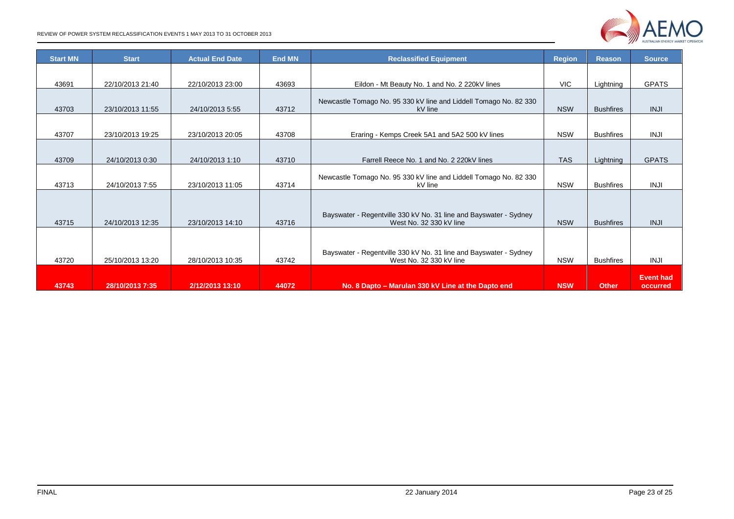| Start MN | Start | Actual End Date | End MN | Reclassified Equipment | Region | Reason | Source |
|---|---|---|---|---|---|---|---|
| 43691 | 22/10/2013 21:40 | 22/10/2013 23:00 | 43693 | Eildon - Mt Beauty No. 1 and No. 2 220kV lines | VIC | Lightning | GPATS |
| 43703 | 23/10/2013 11:55 | 24/10/2013 5:55 | 43712 | Newcastle Tomago No. 95 330 kV line and Liddell Tomago No. 82 330 kV line | NSW | Bushfires | INJI |
| 43707 | 23/10/2013 19:25 | 23/10/2013 20:05 | 43708 | Eraring - Kemps Creek 5A1 and 5A2 500 kV lines | NSW | Bushfires | INJI |
| 43709 | 24/10/2013 0:30 | 24/10/2013 1:10 | 43710 | Farrell Reece No. 1 and No. 2 220kV lines | TAS | Lightning | GPATS |
| 43713 | 24/10/2013 7:55 | 23/10/2013 11:05 | 43714 | Newcastle Tomago No. 95 330 kV line and Liddell Tomago No. 82 330 kV line | NSW | Bushfires | INJI |
| 43715 | 24/10/2013 12:35 | 23/10/2013 14:10 | 43716 | Bayswater - Regentville 330 kV No. 31 line and Bayswater - Sydney West No. 32 330 kV line | NSW | Bushfires | INJI |
| 43720 | 25/10/2013 13:20 | 28/10/2013 10:35 | 43742 | Bayswater - Regentville 330 kV No. 31 line and Bayswater - Sydney West No. 32 330 kV line | NSW | Bushfires | INJI |
| **43743** | **28/10/2013 7:35** | **2/12/2013 13:10** | **44072** | **No. 8 Dapto – Marulan 330 kV Line at the Dapto end** | **NSW** | **Other** | **Event had occurred** |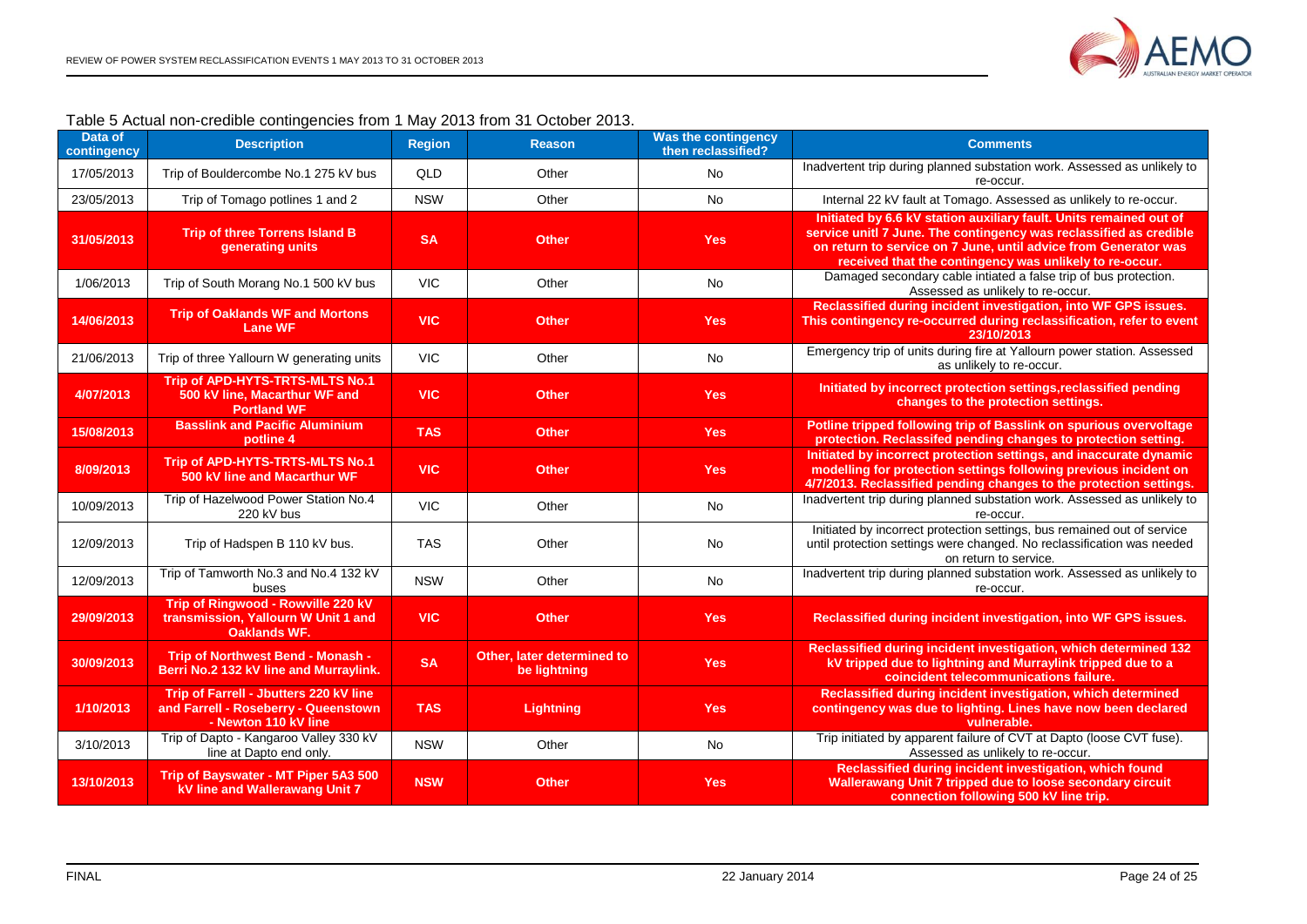Table 5 Actual non-credible contingencies from 1 May 2013 from 31 October 2013.

| Data of contingency | Description | Region | Reason | Was the contingency then reclassified? | Comments |
|---|---|---|---|---|---|
| 17/05/2013 | Trip of Bouldercombe No.1 275 kV bus | QLD | Other | No | Inadvertent trip during planned substation work. Assessed as unlikely to re-occur. |
| 23/05/2013 | Trip of Tomago potlines 1 and 2 | NSW | Other | No | Internal 22 kV fault at Tomago. Assessed as unlikely to re-occur. |
| **31/05/2013** | **Trip of three Torrens Island B generating units** | **SA** | **Other** | **Yes** | **Initiated by 6.6 kV station auxiliary fault. Units remained out of service unitl 7 June. The contingency was reclassified as credible on return to service on 7 June, until advice from Generator was received that the contingency was unlikely to re-occur.** |
| 1/06/2013 | Trip of South Morang No.1 500 kV bus | VIC | Other | No | Damaged secondary cable intiated a false trip of bus protection. Assessed as unlikely to re-occur. |
| **14/06/2013** | **Trip of Oaklands WF and Mortons Lane WF** | **VIC** | **Other** | **Yes** | **Reclassified during incident investigation, into WF GPS issues. This contingency re-occurred during reclassification, refer to event 23/10/2013** |
| 21/06/2013 | Trip of three Yallourn W generating units | VIC | Other | No | Emergency trip of units during fire at Yallourn power station. Assessed as unlikely to re-occur. |
| **4/07/2013** | **Trip of APD-HYTS-TRTS-MLTS No.1 500 kV line, Macarthur WF and Portland WF** | **VIC** | **Other** | **Yes** | **Initiated by incorrect protection settings,reclassified pending changes to the protection settings.** |
| **15/08/2013** | **Basslink and Pacific Aluminium potline 4** | **TAS** | **Other** | **Yes** | **Potline tripped following trip of Basslink on spurious overvoltage protection. Reclassifed pending changes to protection setting.** |
| **8/09/2013** | **Trip of APD-HYTS-TRTS-MLTS No.1 500 kV line and Macarthur WF** | **VIC** | **Other** | **Yes** | **Initiated by incorrect protection settings, and inaccurate dynamic modelling for protection settings following previous incident on 4/7/2013. Reclassified pending changes to the protection settings.** |
| 10/09/2013 | Trip of Hazelwood Power Station No.4 220 kV bus | VIC | Other | No | Inadvertent trip during planned substation work. Assessed as unlikely to re-occur. |
| 12/09/2013 | Trip of Hadspen B 110 kV bus. | TAS | Other | No | Initiated by incorrect protection settings, bus remained out of service until protection settings were changed. No reclassification was needed on return to service. |
| 12/09/2013 | Trip of Tamworth No.3 and No.4 132 kV buses | NSW | Other | No | Inadvertent trip during planned substation work. Assessed as unlikely to re-occur. |
| **29/09/2013** | **Trip of Ringwood - Rowville 220 kV transmission, Yallourn W Unit 1 and Oaklands WF.** | **VIC** | **Other** | **Yes** | **Reclassified during incident investigation, into WF GPS issues.** |
| **30/09/2013** | **Trip of Northwest Bend - Monash - Berri No.2 132 kV line and Murraylink.** | **SA** | **Other, later determined to be lightning** | **Yes** | **Reclassified during incident investigation, which determined 132 kV tripped due to lightning and Murraylink tripped due to a coincident telecommunications failure.** |
| **1/10/2013** | **Trip of Farrell - Jbutters 220 kV line and Farrell - Roseberry - Queenstown - Newton 110 kV line** | **TAS** | **Lightning** | **Yes** | **Reclassified during incident investigation, which determined contingency was due to lighting. Lines have now been declared vulnerable.** |
| 3/10/2013 | Trip of Dapto - Kangaroo Valley 330 kV line at Dapto end only. | NSW | Other | No | Trip initiated by apparent failure of CVT at Dapto (loose CVT fuse). Assessed as unlikely to re-occur. |
| **13/10/2013** | **Trip of Bayswater - MT Piper 5A3 500 kV line and Wallerawang Unit 7** | **NSW** | **Other** | **Yes** | **Reclassified during incident investigation, which found Wallerawang Unit 7 tripped due to loose secondary circuit connection following 500 kV line trip.** |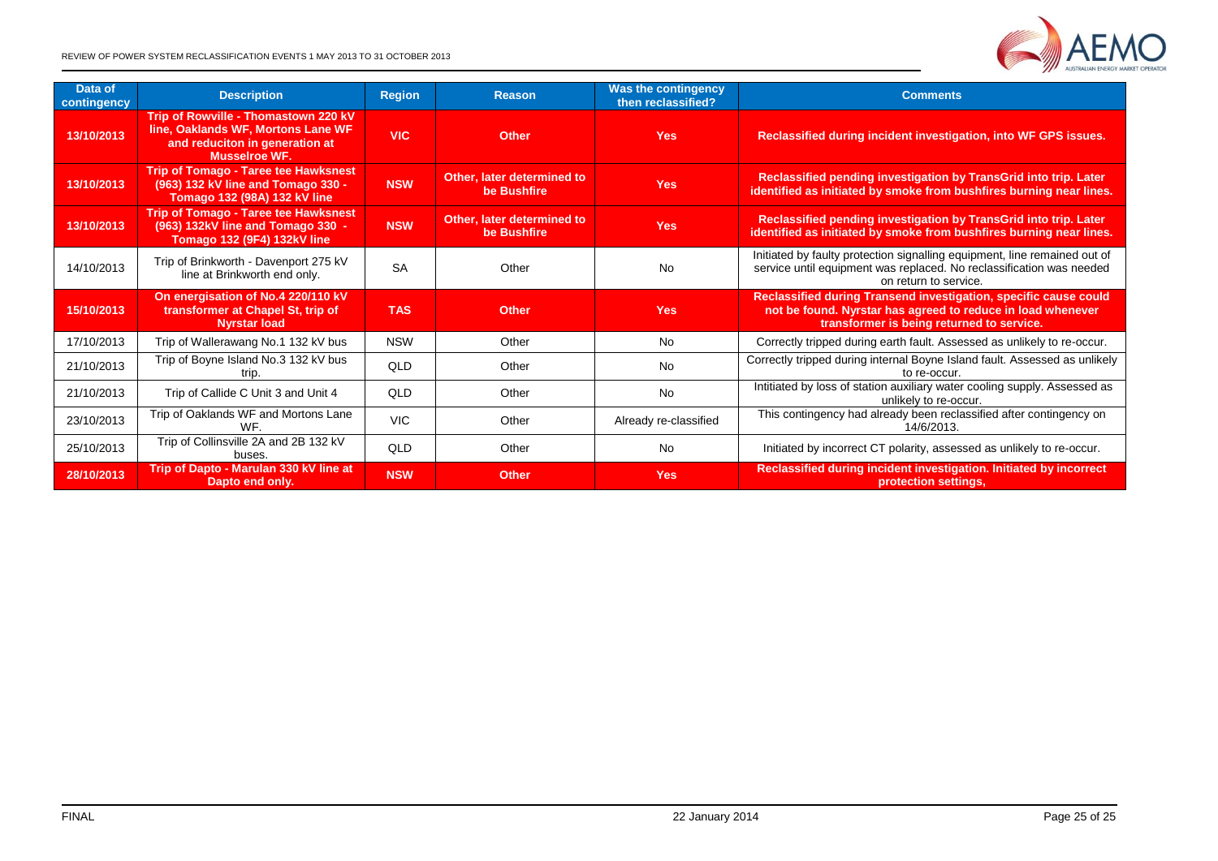| Data of contingency | Description | Region | Reason | Was the contingency then reclassified? | Comments |
|---|---|---|---|---|---|
| **13/10/2013** | **Trip of Rowville - Thomastown 220 kV line, Oaklands WF, Mortons Lane WF and reduciton in generation at Musselroe WF.** | **VIC** | **Other** | **Yes** | **Reclassified during incident investigation, into WF GPS issues.** |
| **13/10/2013** | **Trip of Tomago - Taree tee Hawksnest (963) 132 kV line and Tomago 330 - Tomago 132 (98A) 132 kV line** | **NSW** | **Other, later determined to be Bushfire** | **Yes** | **Reclassified pending investigation by TransGrid into trip. Later identified as initiated by smoke from bushfires burning near lines.** |
| **13/10/2013** | **Trip of Tomago - Taree tee Hawksnest (963) 132kV line and Tomago 330 - Tomago 132 (9F4) 132kV line** | **NSW** | **Other, later determined to be Bushfire** | **Yes** | **Reclassified pending investigation by TransGrid into trip. Later identified as initiated by smoke from bushfires burning near lines.** |
| 14/10/2013 | Trip of Brinkworth - Davenport 275 kV line at Brinkworth end only. | SA | Other | No | Initiated by faulty protection signalling equipment, line remained out of service until equipment was replaced. No reclassification was needed on return to service. |
| **15/10/2013** | **On energisation of No.4 220/110 kV transformer at Chapel St, trip of Nyrstar load** | **TAS** | **Other** | **Yes** | **Reclassified during Transend investigation, specific cause could not be found. Nyrstar has agreed to reduce in load whenever transformer is being returned to service.** |
| 17/10/2013 | Trip of Wallerawang No.1 132 kV bus | NSW | Other | No | Correctly tripped during earth fault. Assessed as unlikely to re-occur. |
| 21/10/2013 | Trip of Boyne Island No.3 132 kV bus trip. | QLD | Other | No | Correctly tripped during internal Boyne Island fault. Assessed as unlikely to re-occur. |
| 21/10/2013 | Trip of Callide C Unit 3 and Unit 4 | QLD | Other | No | Intitiated by loss of station auxiliary water cooling supply. Assessed as unlikely to re-occur. |
| 23/10/2013 | Trip of Oaklands WF and Mortons Lane WF. | VIC | Other | Already re-classified | This contingency had already been reclassified after contingency on 14/6/2013. |
| 25/10/2013 | Trip of Collinsville 2A and 2B 132 kV buses. | QLD | Other | No | Initiated by incorrect CT polarity, assessed as unlikely to re-occur. |
| **28/10/2013** | **Trip of Dapto - Marulan 330 kV line at Dapto end only.** | **NSW** | **Other** | **Yes** | **Reclassified during incident investigation. Initiated by incorrect protection settings,** |